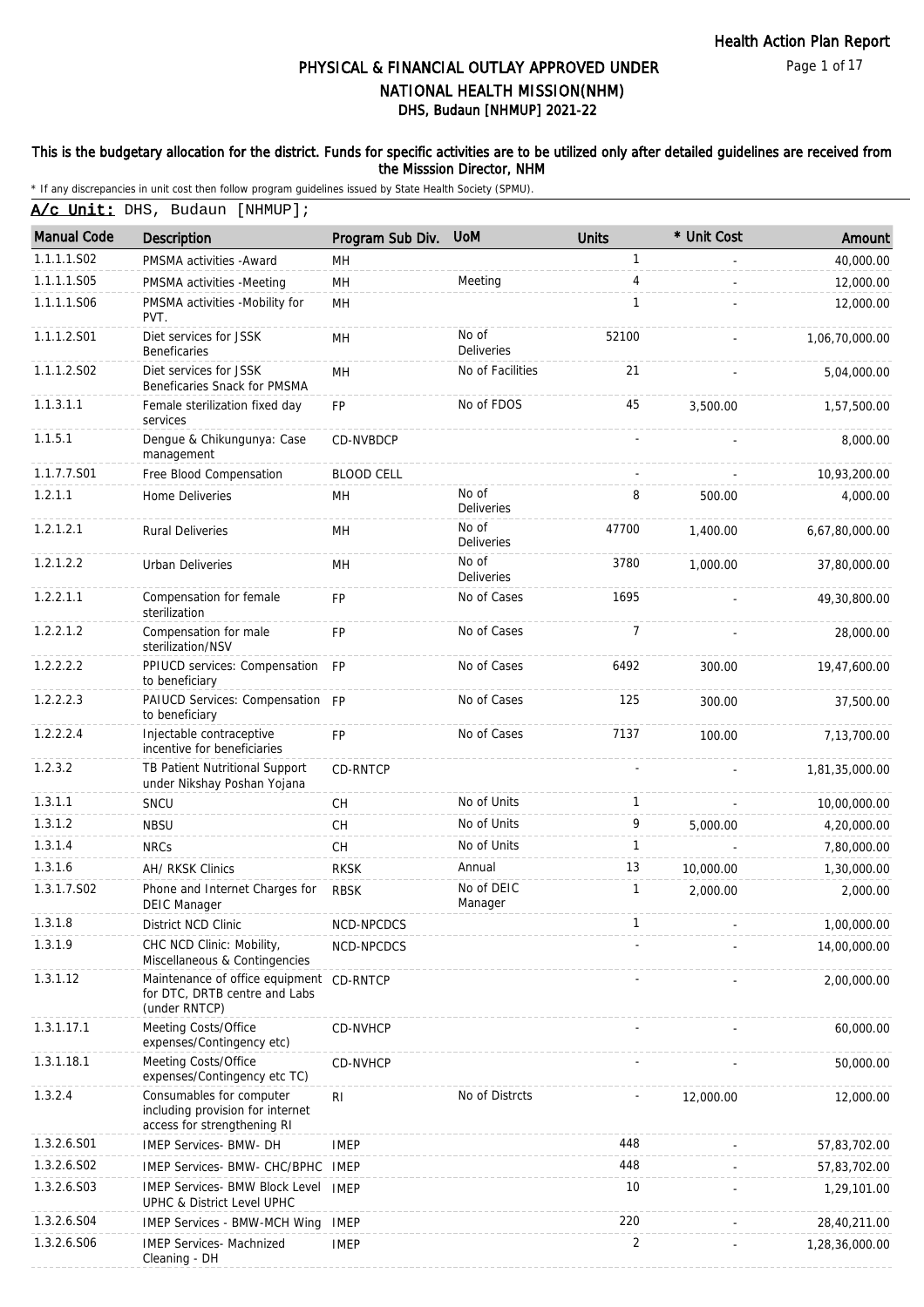# PHYSICAL & FINANCIAL OUTLAY APPROVED UNDER NATIONAL HEALTH MISSION(NHM)

## DHS, Budaun [NHMUP] 2021-22

**This is the budgetary allocation for the district. Funds for specific activities are to be utilized only after detailed guidelines are received from the Misssion Director, NHM**

* If any discrepancies in unit cost then follow program guidelines issued by State Health Society (SPMU).

**A/c Unit:** DHS, Budaun [NHMUP];

| Manual Code | Description | Program Sub Div. | UoM | Units | * Unit Cost | Amount |
|---|---|---|---|---|---|---|
| 1.1.1.1.S02 | PMSMA activities -Award | MH | | 1 | - | 40,000.00 |
| 1.1.1.1.S05 | PMSMA activities -Meeting | MH | Meeting | 4 | - | 12,000.00 |
| 1.1.1.1.S06 | PMSMA activities -Mobility for PVT. | MH | | 1 | - | 12,000.00 |
| 1.1.1.2.S01 | Diet services for JSSK Beneficaries | MH | No of Deliveries | 52100 | - | 1,06,70,000.00 |
| 1.1.1.2.S02 | Diet services for JSSK Beneficaries Snack for PMSMA | MH | No of Facilities | 21 | - | 5,04,000.00 |
| 1.1.3.1.1 | Female sterilization fixed day services | FP | No of FDOS | 45 | 3,500.00 | 1,57,500.00 |
| 1.1.5.1 | Dengue & Chikungunya: Case management | CD-NVBDCP | | - | - | 8,000.00 |
| 1.1.7.7.S01 | Free Blood Compensation | BLOOD CELL | | - | - | 10,93,200.00 |
| 1.2.1.1 | Home Deliveries | MH | No of Deliveries | 8 | 500.00 | 4,000.00 |
| 1.2.1.2.1 | Rural Deliveries | MH | No of Deliveries | 47700 | 1,400.00 | 6,67,80,000.00 |
| 1.2.1.2.2 | Urban Deliveries | MH | No of Deliveries | 3780 | 1,000.00 | 37,80,000.00 |
| 1.2.2.1.1 | Compensation for female sterilization | FP | No of Cases | 1695 | - | 49,30,800.00 |
| 1.2.2.1.2 | Compensation for male sterilization/NSV | FP | No of Cases | 7 | - | 28,000.00 |
| 1.2.2.2.2 | PPIUCD services: Compensation to beneficiary | FP | No of Cases | 6492 | 300.00 | 19,47,600.00 |
| 1.2.2.2.3 | PAIUCD Services: Compensation to beneficiary | FP | No of Cases | 125 | 300.00 | 37,500.00 |
| 1.2.2.2.4 | Injectable contraceptive incentive for beneficiaries | FP | No of Cases | 7137 | 100.00 | 7,13,700.00 |
| 1.2.3.2 | TB Patient Nutritional Support under Nikshay Poshan Yojana | CD-RNTCP | | - | - | 1,81,35,000.00 |
| 1.3.1.1 | SNCU | CH | No of Units | 1 | - | 10,00,000.00 |
| 1.3.1.2 | NBSU | CH | No of Units | 9 | 5,000.00 | 4,20,000.00 |
| 1.3.1.4 | NRCs | CH | No of Units | 1 | - | 7,80,000.00 |
| 1.3.1.6 | AH/ RKSK Clinics | RKSK | Annual | 13 | 10,000.00 | 1,30,000.00 |
| 1.3.1.7.S02 | Phone and Internet Charges for DEIC Manager | RBSK | No of DEIC Manager | 1 | 2,000.00 | 2,000.00 |
| 1.3.1.8 | District NCD Clinic | NCD-NPCDCS | | 1 | - | 1,00,000.00 |
| 1.3.1.9 | CHC NCD Clinic: Mobility, Miscellaneous & Contingencies | NCD-NPCDCS | | - | - | 14,00,000.00 |
| 1.3.1.12 | Maintenance of office equipment for DTC, DRTB centre and Labs (under RNTCP) | CD-RNTCP | | - | - | 2,00,000.00 |
| 1.3.1.17.1 | Meeting Costs/Office expenses/Contingency etc) | CD-NVHCP | | - | - | 60,000.00 |
| 1.3.1.18.1 | Meeting Costs/Office expenses/Contingency etc TC) | CD-NVHCP | | - | - | 50,000.00 |
| 1.3.2.4 | Consumables for computer including provision for internet access for strengthening RI | RI | No of Distrcts | - | 12,000.00 | 12,000.00 |
| 1.3.2.6.S01 | IMEP Services- BMW- DH | IMEP | | 448 | - | 57,83,702.00 |
| 1.3.2.6.S02 | IMEP Services- BMW- CHC/BPHC | IMEP | | 448 | - | 57,83,702.00 |
| 1.3.2.6.S03 | IMEP Services- BMW Block Level UPHC & District Level UPHC | IMEP | | 10 | - | 1,29,101.00 |
| 1.3.2.6.S04 | IMEP Services - BMW-MCH Wing | IMEP | | 220 | - | 28,40,211.00 |
| 1.3.2.6.S06 | IMEP Services- Machnized Cleaning - DH | IMEP | | 2 | - | 1,28,36,000.00 |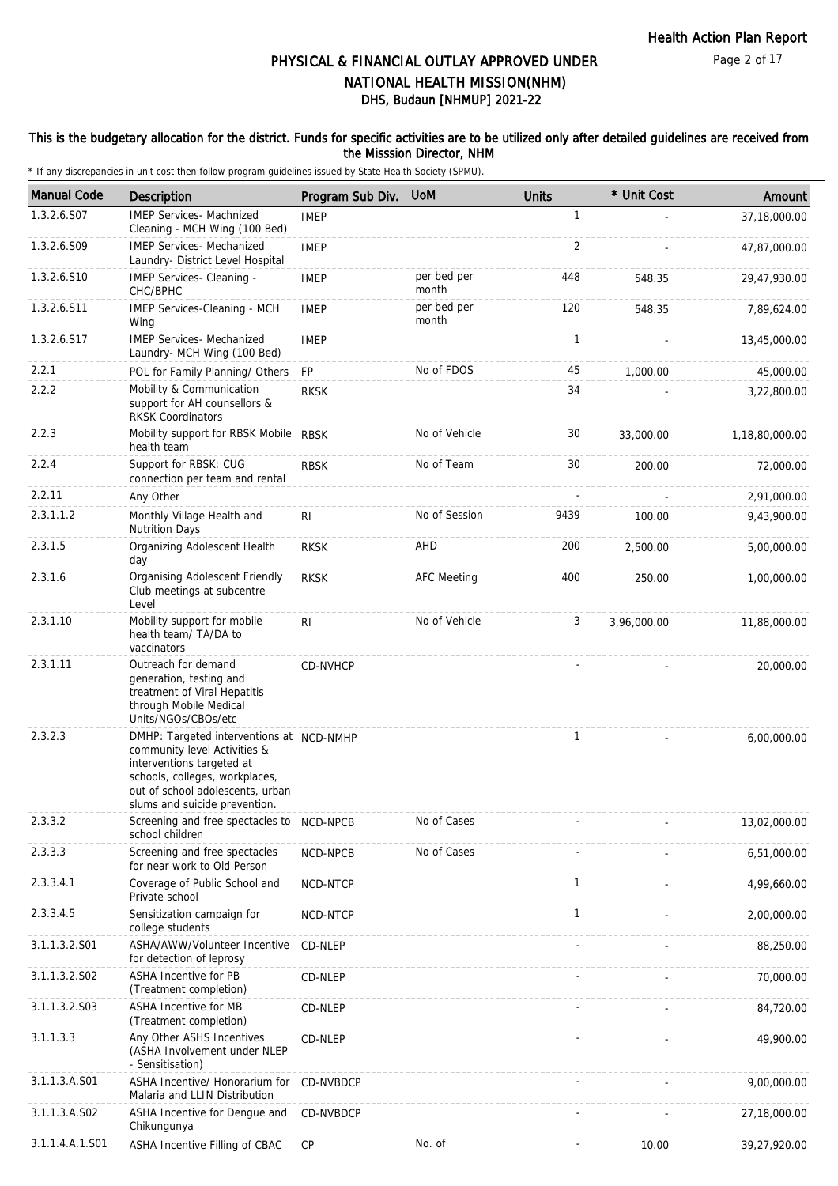# PHYSICAL & FINANCIAL OUTLAY APPROVED UNDER NATIONAL HEALTH MISSION(NHM)

## DHS, Budaun [NHMUP] 2021-22

**This is the budgetary allocation for the district. Funds for specific activities are to be utilized only after detailed guidelines are received from the Misssion Director, NHM**

\* If any discrepancies in unit cost then follow program guidelines issued by State Health Society (SPMU).

| Manual Code | Description | Program Sub Div. | UoM | Units | * Unit Cost | Amount |
|---|---|---|---|---|---|---|
| 1.3.2.6.S07 | IMEP Services- Machnized Cleaning - MCH Wing (100 Bed) | IMEP | | 1 | - | 37,18,000.00 |
| 1.3.2.6.S09 | IMEP Services- Mechanized Laundry- District Level Hospital | IMEP | | 2 | - | 47,87,000.00 |
| 1.3.2.6.S10 | IMEP Services- Cleaning - CHC/BPHC | IMEP | per bed per month | 448 | 548.35 | 29,47,930.00 |
| 1.3.2.6.S11 | IMEP Services-Cleaning - MCH Wing | IMEP | per bed per month | 120 | 548.35 | 7,89,624.00 |
| 1.3.2.6.S17 | IMEP Services- Mechanized Laundry- MCH Wing (100 Bed) | IMEP | | 1 | - | 13,45,000.00 |
| 2.2.1 | POL for Family Planning/ Others | FP | No of FDOS | 45 | 1,000.00 | 45,000.00 |
| 2.2.2 | Mobility & Communication support for AH counsellors & RKSK Coordinators | RKSK | | 34 | - | 3,22,800.00 |
| 2.2.3 | Mobility support for RBSK Mobile health team | RBSK | No of Vehicle | 30 | 33,000.00 | 1,18,80,000.00 |
| 2.2.4 | Support for RBSK: CUG connection per team and rental | RBSK | No of Team | 30 | 200.00 | 72,000.00 |
| 2.2.11 | Any Other | | | - | - | 2,91,000.00 |
| 2.3.1.1.2 | Monthly Village Health and Nutrition Days | RI | No of Session | 9439 | 100.00 | 9,43,900.00 |
| 2.3.1.5 | Organizing Adolescent Health day | RKSK | AHD | 200 | 2,500.00 | 5,00,000.00 |
| 2.3.1.6 | Organising Adolescent Friendly Club meetings at subcentre Level | RKSK | AFC Meeting | 400 | 250.00 | 1,00,000.00 |
| 2.3.1.10 | Mobility support for mobile health team/ TA/DA to vaccinators | RI | No of Vehicle | 3 | 3,96,000.00 | 11,88,000.00 |
| 2.3.1.11 | Outreach for demand generation, testing and treatment of Viral Hepatitis through Mobile Medical Units/NGOs/CBOs/etc | CD-NVHCP | | - | - | 20,000.00 |
| 2.3.2.3 | DMHP: Targeted interventions at community level Activities & interventions targeted at schools, colleges, workplaces, out of school adolescents, urban slums and suicide prevention. | NCD-NMHP | | 1 | - | 6,00,000.00 |
| 2.3.3.2 | Screening and free spectacles to school children | NCD-NPCB | No of Cases | - | - | 13,02,000.00 |
| 2.3.3.3 | Screening and free spectacles for near work to Old Person | NCD-NPCB | No of Cases | - | - | 6,51,000.00 |
| 2.3.3.4.1 | Coverage of Public School and Private school | NCD-NTCP | | 1 | - | 4,99,660.00 |
| 2.3.3.4.5 | Sensitization campaign for college students | NCD-NTCP | | 1 | - | 2,00,000.00 |
| 3.1.1.3.2.S01 | ASHA/AWW/Volunteer Incentive for detection of leprosy | CD-NLEP | | - | - | 88,250.00 |
| 3.1.1.3.2.S02 | ASHA Incentive for PB (Treatment completion) | CD-NLEP | | - | - | 70,000.00 |
| 3.1.1.3.2.S03 | ASHA Incentive for MB (Treatment completion) | CD-NLEP | | - | - | 84,720.00 |
| 3.1.1.3.3 | Any Other ASHS Incentives (ASHA Involvement under NLEP - Sensitisation) | CD-NLEP | | - | - | 49,900.00 |
| 3.1.1.3.A.S01 | ASHA Incentive/ Honorarium for Malaria and LLIN Distribution | CD-NVBDCP | | - | - | 9,00,000.00 |
| 3.1.1.3.A.S02 | ASHA Incentive for Dengue and Chikungunya | CD-NVBDCP | | - | - | 27,18,000.00 |
| 3.1.1.4.A.1.S01 | ASHA Incentive Filling of CBAC | CP | No. of | - | 10.00 | 39,27,920.00 |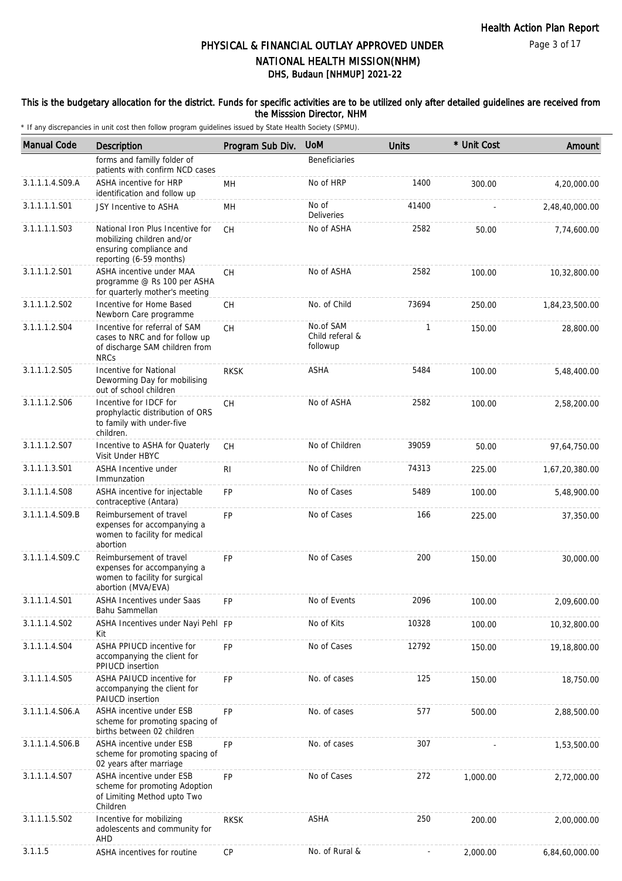# PHYSICAL & FINANCIAL OUTLAY APPROVED UNDER NATIONAL HEALTH MISSION(NHM)

## DHS, Budaun [NHMUP] 2021-22

**This is the budgetary allocation for the district. Funds for specific activities are to be utilized only after detailed guidelines are received from the Misssion Director, NHM**

\* If any discrepancies in unit cost then follow program guidelines issued by State Health Society (SPMU).

| Manual Code | Description | Program Sub Div. | UoM | Units | * Unit Cost | Amount |
|---|---|---|---|---|---|---|
| | forms and familly folder of patients with confirm NCD cases | | Beneficiaries | | | |
| 3.1.1.1.4.S09.A | ASHA incentive for HRP identification and follow up | MH | No of HRP | 1400 | 300.00 | 4,20,000.00 |
| 3.1.1.1.1.S01 | JSY Incentive to ASHA | MH | No of Deliveries | 41400 | - | 2,48,40,000.00 |
| 3.1.1.1.1.S03 | National Iron Plus Incentive for mobilizing children and/or ensuring compliance and reporting (6-59 months) | CH | No of ASHA | 2582 | 50.00 | 7,74,600.00 |
| 3.1.1.1.2.S01 | ASHA incentive under MAA programme @ Rs 100 per ASHA for quarterly mother's meeting | CH | No of ASHA | 2582 | 100.00 | 10,32,800.00 |
| 3.1.1.1.2.S02 | Incentive for Home Based Newborn Care programme | CH | No. of Child | 73694 | 250.00 | 1,84,23,500.00 |
| 3.1.1.1.2.S04 | Incentive for referral of SAM cases to NRC and for follow up of discharge SAM children from NRCs | CH | No.of SAM Child referal & followup | 1 | 150.00 | 28,800.00 |
| 3.1.1.1.2.S05 | Incentive for National Deworming Day for mobilising out of school children | RKSK | ASHA | 5484 | 100.00 | 5,48,400.00 |
| 3.1.1.1.2.S06 | Incentive for IDCF for prophylactic distribution of ORS to family with under-five children. | CH | No of ASHA | 2582 | 100.00 | 2,58,200.00 |
| 3.1.1.1.2.S07 | Incentive to ASHA for Quaterly Visit Under HBYC | CH | No of Children | 39059 | 50.00 | 97,64,750.00 |
| 3.1.1.1.3.S01 | ASHA Incentive under Immunzation | RI | No of Children | 74313 | 225.00 | 1,67,20,380.00 |
| 3.1.1.1.4.S08 | ASHA incentive for injectable contraceptive (Antara) | FP | No of Cases | 5489 | 100.00 | 5,48,900.00 |
| 3.1.1.1.4.S09.B | Reimbursement of travel expenses for accompanying a women to facility for medical abortion | FP | No of Cases | 166 | 225.00 | 37,350.00 |
| 3.1.1.1.4.S09.C | Reimbursement of travel expenses for accompanying a women to facility for surgical abortion (MVA/EVA) | FP | No of Cases | 200 | 150.00 | 30,000.00 |
| 3.1.1.1.4.S01 | ASHA Incentives under Saas Bahu Sammellan | FP | No of Events | 2096 | 100.00 | 2,09,600.00 |
| 3.1.1.1.4.S02 | ASHA Incentives under Nayi Pehl Kit | FP | No of Kits | 10328 | 100.00 | 10,32,800.00 |
| 3.1.1.1.4.S04 | ASHA PPIUCD incentive for accompanying the client for PPIUCD insertion | FP | No of Cases | 12792 | 150.00 | 19,18,800.00 |
| 3.1.1.1.4.S05 | ASHA PAIUCD incentive for accompanying the client for PAIUCD insertion | FP | No. of cases | 125 | 150.00 | 18,750.00 |
| 3.1.1.1.4.S06.A | ASHA incentive under ESB scheme for promoting spacing of births between 02 children | FP | No. of cases | 577 | 500.00 | 2,88,500.00 |
| 3.1.1.1.4.S06.B | ASHA incentive under ESB scheme for promoting spacing of 02 years after marriage | FP | No. of cases | 307 | - | 1,53,500.00 |
| 3.1.1.1.4.S07 | ASHA incentive under ESB scheme for promoting Adoption of Limiting Method upto Two Children | FP | No of Cases | 272 | 1,000.00 | 2,72,000.00 |
| 3.1.1.1.5.S02 | Incentive for mobilizing adolescents and community for AHD | RKSK | ASHA | 250 | 200.00 | 2,00,000.00 |
| 3.1.1.5 | ASHA incentives for routine | CP | No. of Rural & | - | 2,000.00 | 6,84,60,000.00 |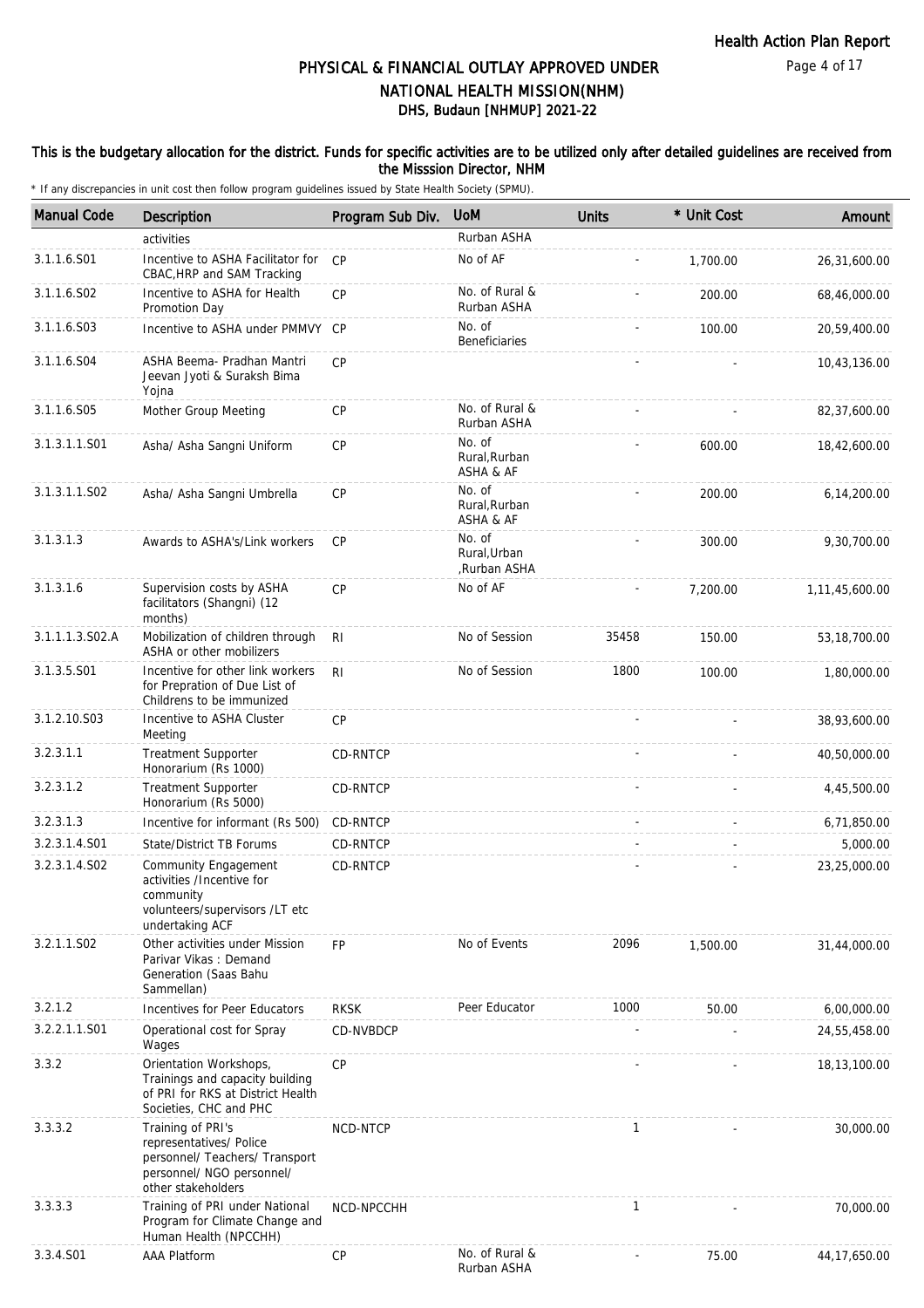## PHYSICAL & FINANCIAL OUTLAY APPROVED UNDER NATIONAL HEALTH MISSION(NHM)
### DHS, Budaun [NHMUP] 2021-22

**This is the budgetary allocation for the district. Funds for specific activities are to be utilized only after detailed guidelines are received from the Misssion Director, NHM**

\* If any discrepancies in unit cost then follow program guidelines issued by State Health Society (SPMU).

| Manual Code | Description | Program Sub Div. | UoM | Units | * Unit Cost | Amount |
|---|---|---|---|---|---|---|
| | activities | | Rurban ASHA | | | |
| 3.1.1.6.S01 | Incentive to ASHA Facilitator for CBAC,HRP and SAM Tracking | CP | No of AF | - | 1,700.00 | 26,31,600.00 |
| 3.1.1.6.S02 | Incentive to ASHA for Health Promotion Day | CP | No. of Rural & Rurban ASHA | - | 200.00 | 68,46,000.00 |
| 3.1.1.6.S03 | Incentive to ASHA under PMMVY | CP | No. of Beneficiaries | - | 100.00 | 20,59,400.00 |
| 3.1.1.6.S04 | ASHA Beema- Pradhan Mantri Jeevan Jyoti & Suraksh Bima Yojna | CP | | - | - | 10,43,136.00 |
| 3.1.1.6.S05 | Mother Group Meeting | CP | No. of Rural & Rurban ASHA | - | - | 82,37,600.00 |
| 3.1.3.1.1.S01 | Asha/ Asha Sangni Uniform | CP | No. of Rural,Rurban ASHA & AF | - | 600.00 | 18,42,600.00 |
| 3.1.3.1.1.S02 | Asha/ Asha Sangni Umbrella | CP | No. of Rural,Rurban ASHA & AF | - | 200.00 | 6,14,200.00 |
| 3.1.3.1.3 | Awards to ASHA's/Link workers | CP | No. of Rural,Urban ,Rurban ASHA | - | 300.00 | 9,30,700.00 |
| 3.1.3.1.6 | Supervision costs by ASHA facilitators (Shangni) (12 months) | CP | No of AF | - | 7,200.00 | 1,11,45,600.00 |
| 3.1.1.1.3.S02.A | Mobilization of children through ASHA or other mobilizers | RI | No of Session | 35458 | 150.00 | 53,18,700.00 |
| 3.1.3.5.S01 | Incentive for other link workers for Prepration of Due List of Childrens to be immunized | RI | No of Session | 1800 | 100.00 | 1,80,000.00 |
| 3.1.2.10.S03 | Incentive to ASHA Cluster Meeting | CP | | - | - | 38,93,600.00 |
| 3.2.3.1.1 | Treatment Supporter Honorarium (Rs 1000) | CD-RNTCP | | - | - | 40,50,000.00 |
| 3.2.3.1.2 | Treatment Supporter Honorarium (Rs 5000) | CD-RNTCP | | - | - | 4,45,500.00 |
| 3.2.3.1.3 | Incentive for informant (Rs 500) | CD-RNTCP | | - | - | 6,71,850.00 |
| 3.2.3.1.4.S01 | State/District TB Forums | CD-RNTCP | | - | - | 5,000.00 |
| 3.2.3.1.4.S02 | Community Engagement activities /Incentive for community volunteers/supervisors /LT etc undertaking ACF | CD-RNTCP | | - | - | 23,25,000.00 |
| 3.2.1.1.S02 | Other activities under Mission Parivar Vikas : Demand Generation (Saas Bahu Sammellan) | FP | No of Events | 2096 | 1,500.00 | 31,44,000.00 |
| 3.2.1.2 | Incentives for Peer Educators | RKSK | Peer Educator | 1000 | 50.00 | 6,00,000.00 |
| 3.2.2.1.1.S01 | Operational cost for Spray Wages | CD-NVBDCP | | - | - | 24,55,458.00 |
| 3.3.2 | Orientation Workshops, Trainings and capacity building of PRI for RKS at District Health Societies, CHC and PHC | CP | | - | - | 18,13,100.00 |
| 3.3.3.2 | Training of PRI's representatives/ Police personnel/ Teachers/ Transport personnel/ NGO personnel/ other stakeholders | NCD-NTCP | | 1 | - | 30,000.00 |
| 3.3.3.3 | Training of PRI under National Program for Climate Change and Human Health (NPCCHH) | NCD-NPCCHH | | 1 | - | 70,000.00 |
| 3.3.4.S01 | AAA Platform | CP | No. of Rural & Rurban ASHA | - | 75.00 | 44,17,650.00 |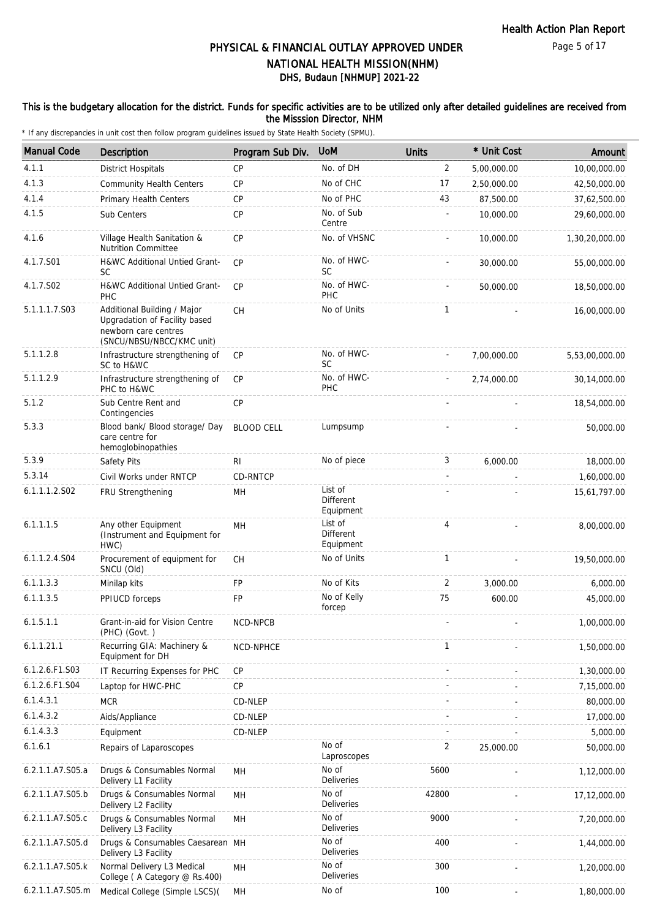# PHYSICAL & FINANCIAL OUTLAY APPROVED UNDER NATIONAL HEALTH MISSION(NHM)

## DHS, Budaun [NHMUP] 2021-22

**This is the budgetary allocation for the district. Funds for specific activities are to be utilized only after detailed guidelines are received from the Misssion Director, NHM**

* If any discrepancies in unit cost then follow program guidelines issued by State Health Society (SPMU).

| Manual Code | Description | Program Sub Div. | UoM | Units | * Unit Cost | Amount |
|---|---|---|---|---|---|---|
| 4.1.1 | District Hospitals | CP | No. of DH | 2 | 5,00,000.00 | 10,00,000.00 |
| 4.1.3 | Community Health Centers | CP | No of CHC | 17 | 2,50,000.00 | 42,50,000.00 |
| 4.1.4 | Primary Health Centers | CP | No of PHC | 43 | 87,500.00 | 37,62,500.00 |
| 4.1.5 | Sub Centers | CP | No. of Sub Centre | - | 10,000.00 | 29,60,000.00 |
| 4.1.6 | Village Health Sanitation & Nutrition Committee | CP | No. of VHSNC | - | 10,000.00 | 1,30,20,000.00 |
| 4.1.7.S01 | H&WC Additional Untied Grant-SC | CP | No. of HWC-SC | - | 30,000.00 | 55,00,000.00 |
| 4.1.7.S02 | H&WC Additional Untied Grant-PHC | CP | No. of HWC-PHC | - | 50,000.00 | 18,50,000.00 |
| 5.1.1.1.7.S03 | Additional Building / Major Upgradation of Facility based newborn care centres (SNCU/NBSU/NBCC/KMC unit) | CH | No of Units | 1 | - | 16,00,000.00 |
| 5.1.1.2.8 | Infrastructure strengthening of SC to H&WC | CP | No. of HWC-SC | - | 7,00,000.00 | 5,53,00,000.00 |
| 5.1.1.2.9 | Infrastructure strengthening of PHC to H&WC | CP | No. of HWC-PHC | - | 2,74,000.00 | 30,14,000.00 |
| 5.1.2 | Sub Centre Rent and Contingencies | CP | | - | - | 18,54,000.00 |
| 5.3.3 | Blood bank/ Blood storage/ Day care centre for hemoglobinopathies | BLOOD CELL | Lumpsump | - | - | 50,000.00 |
| 5.3.9 | Safety Pits | RI | No of piece | 3 | 6,000.00 | 18,000.00 |
| 5.3.14 | Civil Works under RNTCP | CD-RNTCP | | - | - | 1,60,000.00 |
| 6.1.1.1.2.S02 | FRU Strengthening | MH | List of Different Equipment | - | - | 15,61,797.00 |
| 6.1.1.1.5 | Any other Equipment (Instrument and Equipment for HWC) | MH | List of Different Equipment | 4 | - | 8,00,000.00 |
| 6.1.1.2.4.S04 | Procurement of equipment for SNCU (Old) | CH | No of Units | 1 | - | 19,50,000.00 |
| 6.1.1.3.3 | Minilap kits | FP | No of Kits | 2 | 3,000.00 | 6,000.00 |
| 6.1.1.3.5 | PPIUCD forceps | FP | No of Kelly forcep | 75 | 600.00 | 45,000.00 |
| 6.1.5.1.1 | Grant-in-aid for Vision Centre (PHC) (Govt. ) | NCD-NPCB | | - | - | 1,00,000.00 |
| 6.1.1.21.1 | Recurring GIA: Machinery & Equipment for DH | NCD-NPHCE | | 1 | - | 1,50,000.00 |
| 6.1.2.6.F1.S03 | IT Recurring Expenses for PHC | CP | | - | - | 1,30,000.00 |
| 6.1.2.6.F1.S04 | Laptop for HWC-PHC | CP | | - | - | 7,15,000.00 |
| 6.1.4.3.1 | MCR | CD-NLEP | | - | - | 80,000.00 |
| 6.1.4.3.2 | Aids/Appliance | CD-NLEP | | - | - | 17,000.00 |
| 6.1.4.3.3 | Equipment | CD-NLEP | | - | - | 5,000.00 |
| 6.1.6.1 | Repairs of Laparoscopes | | No of Laproscopes | 2 | 25,000.00 | 50,000.00 |
| 6.2.1.1.A7.S05.a | Drugs & Consumables Normal Delivery L1 Facility | MH | No of Deliveries | 5600 | - | 1,12,000.00 |
| 6.2.1.1.A7.S05.b | Drugs & Consumables Normal Delivery L2 Facility | MH | No of Deliveries | 42800 | - | 17,12,000.00 |
| 6.2.1.1.A7.S05.c | Drugs & Consumables Normal Delivery L3 Facility | MH | No of Deliveries | 9000 | - | 7,20,000.00 |
| 6.2.1.1.A7.S05.d | Drugs & Consumables Caesarean Delivery L3 Facility | MH | No of Deliveries | 400 | - | 1,44,000.00 |
| 6.2.1.1.A7.S05.k | Normal Delivery L3 Medical College ( A Category @ Rs.400) | MH | No of Deliveries | 300 | - | 1,20,000.00 |
| 6.2.1.1.A7.S05.m | Medical College (Simple LSCS)( | MH | No of | 100 | - | 1,80,000.00 |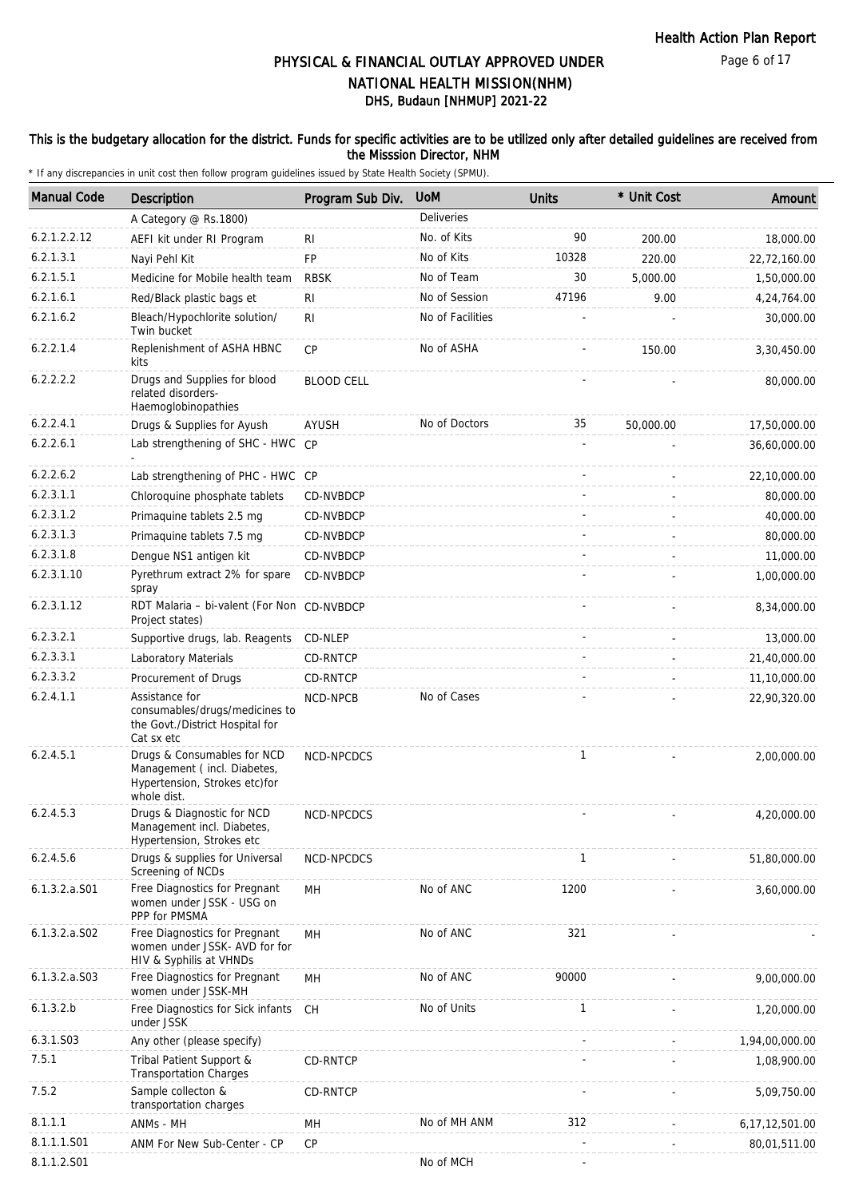# PHYSICAL & FINANCIAL OUTLAY APPROVED UNDER NATIONAL HEALTH MISSION(NHM)
## DHS, Budaun [NHMUP] 2021-22

**This is the budgetary allocation for the district. Funds for specific activities are to be utilized only after detailed guidelines are received from the Misssion Director, NHM**

* If any discrepancies in unit cost then follow program guidelines issued by State Health Society (SPMU).

| Manual Code | Description | Program Sub Div. | UoM | Units | * Unit Cost | Amount |
|---|---|---|---|---|---|---|
| | A Category @ Rs.1800) | | Deliveries | | | |
| 6.2.1.2.2.12 | AEFI kit under RI Program | RI | No. of Kits | 90 | 200.00 | 18,000.00 |
| 6.2.1.3.1 | Nayi Pehl Kit | FP | No of Kits | 10328 | 220.00 | 22,72,160.00 |
| 6.2.1.5.1 | Medicine for Mobile health team | RBSK | No of Team | 30 | 5,000.00 | 1,50,000.00 |
| 6.2.1.6.1 | Red/Black plastic bags et | RI | No of Session | 47196 | 9.00 | 4,24,764.00 |
| 6.2.1.6.2 | Bleach/Hypochlorite solution/ Twin bucket | RI | No of Facilities | - | - | 30,000.00 |
| 6.2.2.1.4 | Replenishment of ASHA HBNC kits | CP | No of ASHA | - | 150.00 | 3,30,450.00 |
| 6.2.2.2.2 | Drugs and Supplies for blood related disorders- Haemoglobinopathies | BLOOD CELL | | - | - | 80,000.00 |
| 6.2.2.4.1 | Drugs & Supplies for Ayush | AYUSH | No of Doctors | 35 | 50,000.00 | 17,50,000.00 |
| 6.2.2.6.1 | Lab strengthening of SHC - HWC - | CP | | - | - | 36,60,000.00 |
| 6.2.2.6.2 | Lab strengthening of PHC - HWC | CP | | - | - | 22,10,000.00 |
| 6.2.3.1.1 | Chloroquine phosphate tablets | CD-NVBDCP | | - | - | 80,000.00 |
| 6.2.3.1.2 | Primaquine tablets 2.5 mg | CD-NVBDCP | | - | - | 40,000.00 |
| 6.2.3.1.3 | Primaquine tablets 7.5 mg | CD-NVBDCP | | - | - | 80,000.00 |
| 6.2.3.1.8 | Dengue NS1 antigen kit | CD-NVBDCP | | - | - | 11,000.00 |
| 6.2.3.1.10 | Pyrethrum extract 2% for spare spray | CD-NVBDCP | | - | - | 1,00,000.00 |
| 6.2.3.1.12 | RDT Malaria – bi-valent (For Non Project states) | CD-NVBDCP | | - | - | 8,34,000.00 |
| 6.2.3.2.1 | Supportive drugs, lab. Reagents | CD-NLEP | | - | - | 13,000.00 |
| 6.2.3.3.1 | Laboratory Materials | CD-RNTCP | | - | - | 21,40,000.00 |
| 6.2.3.3.2 | Procurement of Drugs | CD-RNTCP | | - | - | 11,10,000.00 |
| 6.2.4.1.1 | Assistance for consumables/drugs/medicines to the Govt./District Hospital for Cat sx etc | NCD-NPCB | No of Cases | - | - | 22,90,320.00 |
| 6.2.4.5.1 | Drugs & Consumables for NCD Management ( incl. Diabetes, Hypertension, Strokes etc)for whole dist. | NCD-NPCDCS | | 1 | - | 2,00,000.00 |
| 6.2.4.5.3 | Drugs & Diagnostic for NCD Management incl. Diabetes, Hypertension, Strokes etc | NCD-NPCDCS | | - | - | 4,20,000.00 |
| 6.2.4.5.6 | Drugs & supplies for Universal Screening of NCDs | NCD-NPCDCS | | 1 | - | 51,80,000.00 |
| 6.1.3.2.a.S01 | Free Diagnostics for Pregnant women under JSSK - USG on PPP for PMSMA | MH | No of ANC | 1200 | - | 3,60,000.00 |
| 6.1.3.2.a.S02 | Free Diagnostics for Pregnant women under JSSK- AVD for for HIV & Syphilis at VHNDs | MH | No of ANC | 321 | - | - |
| 6.1.3.2.a.S03 | Free Diagnostics for Pregnant women under JSSK-MH | MH | No of ANC | 90000 | - | 9,00,000.00 |
| 6.1.3.2.b | Free Diagnostics for Sick infants under JSSK | CH | No of Units | 1 | - | 1,20,000.00 |
| 6.3.1.S03 | Any other (please specify) | | | - | - | 1,94,00,000.00 |
| 7.5.1 | Tribal Patient Support & Transportation Charges | CD-RNTCP | | - | - | 1,08,900.00 |
| 7.5.2 | Sample collecton & transportation charges | CD-RNTCP | | - | - | 5,09,750.00 |
| 8.1.1.1 | ANMs - MH | MH | No of MH ANM | 312 | - | 6,17,12,501.00 |
| 8.1.1.1.S01 | ANM For New Sub-Center - CP | CP | | - | - | 80,01,511.00 |
| 8.1.1.2.S01 | | | No of MCH | - | | |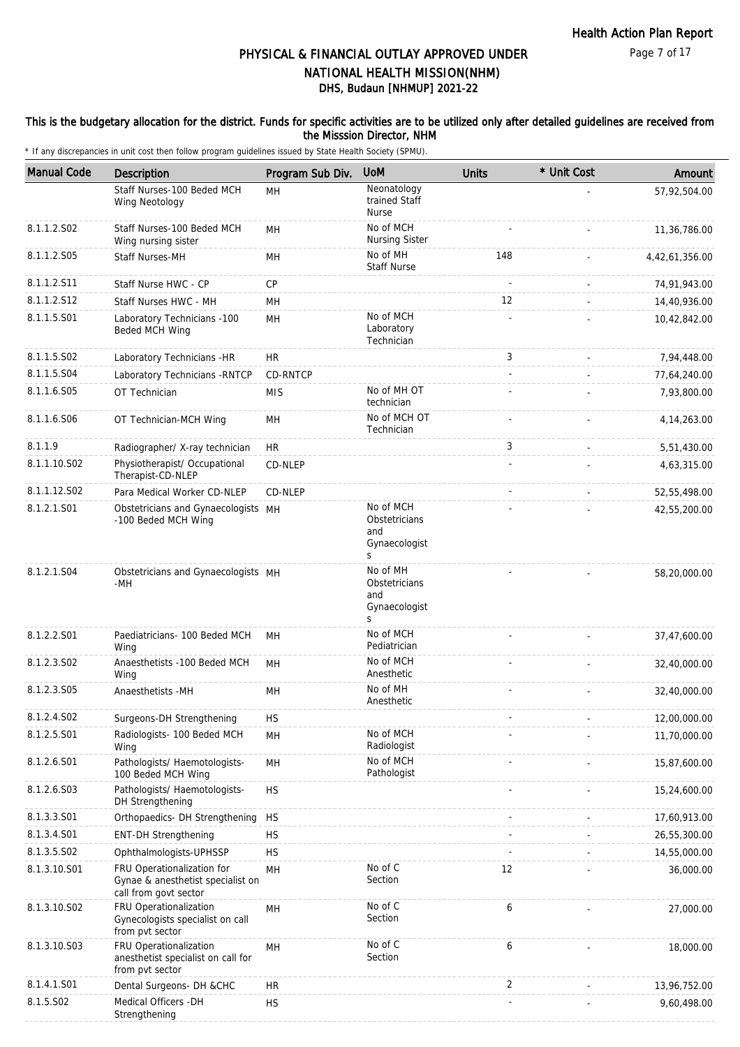# PHYSICAL & FINANCIAL OUTLAY APPROVED UNDER NATIONAL HEALTH MISSION(NHM)

## DHS, Budaun [NHMUP] 2021-22

### This is the budgetary allocation for the district. Funds for specific activities are to be utilized only after detailed guidelines are received from the Misssion Director, NHM

\* If any discrepancies in unit cost then follow program guidelines issued by State Health Society (SPMU).

| Manual Code | Description | Program Sub Div. | UoM | Units | * Unit Cost | Amount |
|---|---|---|---|---|---|---|
| | Staff Nurses-100 Beded MCH Wing Neotology | MH | Neonatology trained Staff Nurse | | - | 57,92,504.00 |
| 8.1.1.2.S02 | Staff Nurses-100 Beded MCH Wing nursing sister | MH | No of MCH Nursing Sister | - | - | 11,36,786.00 |
| 8.1.1.2.S05 | Staff Nurses-MH | MH | No of MH Staff Nurse | 148 | - | 4,42,61,356.00 |
| 8.1.1.2.S11 | Staff Nurse HWC - CP | CP | | - | - | 74,91,943.00 |
| 8.1.1.2.S12 | Staff Nurses HWC - MH | MH | | 12 | - | 14,40,936.00 |
| 8.1.1.5.S01 | Laboratory Technicians -100 Beded MCH Wing | MH | No of MCH Laboratory Technician | - | - | 10,42,842.00 |
| 8.1.1.5.S02 | Laboratory Technicians -HR | HR | | 3 | - | 7,94,448.00 |
| 8.1.1.5.S04 | Laboratory Technicians -RNTCP | CD-RNTCP | | - | - | 77,64,240.00 |
| 8.1.1.6.S05 | OT Technician | MIS | No of MH OT technician | - | - | 7,93,800.00 |
| 8.1.1.6.S06 | OT Technician-MCH Wing | MH | No of MCH OT Technician | - | - | 4,14,263.00 |
| 8.1.1.9 | Radiographer/ X-ray technician | HR | | 3 | - | 5,51,430.00 |
| 8.1.1.10.S02 | Physiotherapist/ Occupational Therapist-CD-NLEP | CD-NLEP | | - | - | 4,63,315.00 |
| 8.1.1.12.S02 | Para Medical Worker CD-NLEP | CD-NLEP | | - | - | 52,55,498.00 |
| 8.1.2.1.S01 | Obstetricians and Gynaecologists -100 Beded MCH Wing | MH | No of MCH Obstetricians and Gynaecologists | - | - | 42,55,200.00 |
| 8.1.2.1.S04 | Obstetricians and Gynaecologists -MH | MH | No of MH Obstetricians and Gynaecologists | - | - | 58,20,000.00 |
| 8.1.2.2.S01 | Paediatricians- 100 Beded MCH Wing | MH | No of MCH Pediatrician | - | - | 37,47,600.00 |
| 8.1.2.3.S02 | Anaesthetists -100 Beded MCH Wing | MH | No of MCH Anesthetic | - | - | 32,40,000.00 |
| 8.1.2.3.S05 | Anaesthetists -MH | MH | No of MH Anesthetic | - | - | 32,40,000.00 |
| 8.1.2.4.S02 | Surgeons-DH Strengthening | HS | | - | - | 12,00,000.00 |
| 8.1.2.5.S01 | Radiologists- 100 Beded MCH Wing | MH | No of MCH Radiologist | - | - | 11,70,000.00 |
| 8.1.2.6.S01 | Pathologists/ Haemotologists-100 Beded MCH Wing | MH | No of MCH Pathologist | - | - | 15,87,600.00 |
| 8.1.2.6.S03 | Pathologists/ Haemotologists-DH Strengthening | HS | | - | - | 15,24,600.00 |
| 8.1.3.3.S01 | Orthopaedics- DH Strengthening | HS | | - | - | 17,60,913.00 |
| 8.1.3.4.S01 | ENT-DH Strengthening | HS | | - | - | 26,55,300.00 |
| 8.1.3.5.S02 | Ophthalmologists-UPHSSP | HS | | - | - | 14,55,000.00 |
| 8.1.3.10.S01 | FRU Operationalization for Gynae & anesthetist specialist on call from govt sector | MH | No of C Section | 12 | - | 36,000.00 |
| 8.1.3.10.S02 | FRU Operationalization Gynecologists specialist on call from pvt sector | MH | No of C Section | 6 | - | 27,000.00 |
| 8.1.3.10.S03 | FRU Operationalization anesthetist specialist on call for from pvt sector | MH | No of C Section | 6 | - | 18,000.00 |
| 8.1.4.1.S01 | Dental Surgeons- DH &CHC | HR | | 2 | - | 13,96,752.00 |
| 8.1.5.S02 | Medical Officers -DH Strengthening | HS | | - | - | 9,60,498.00 |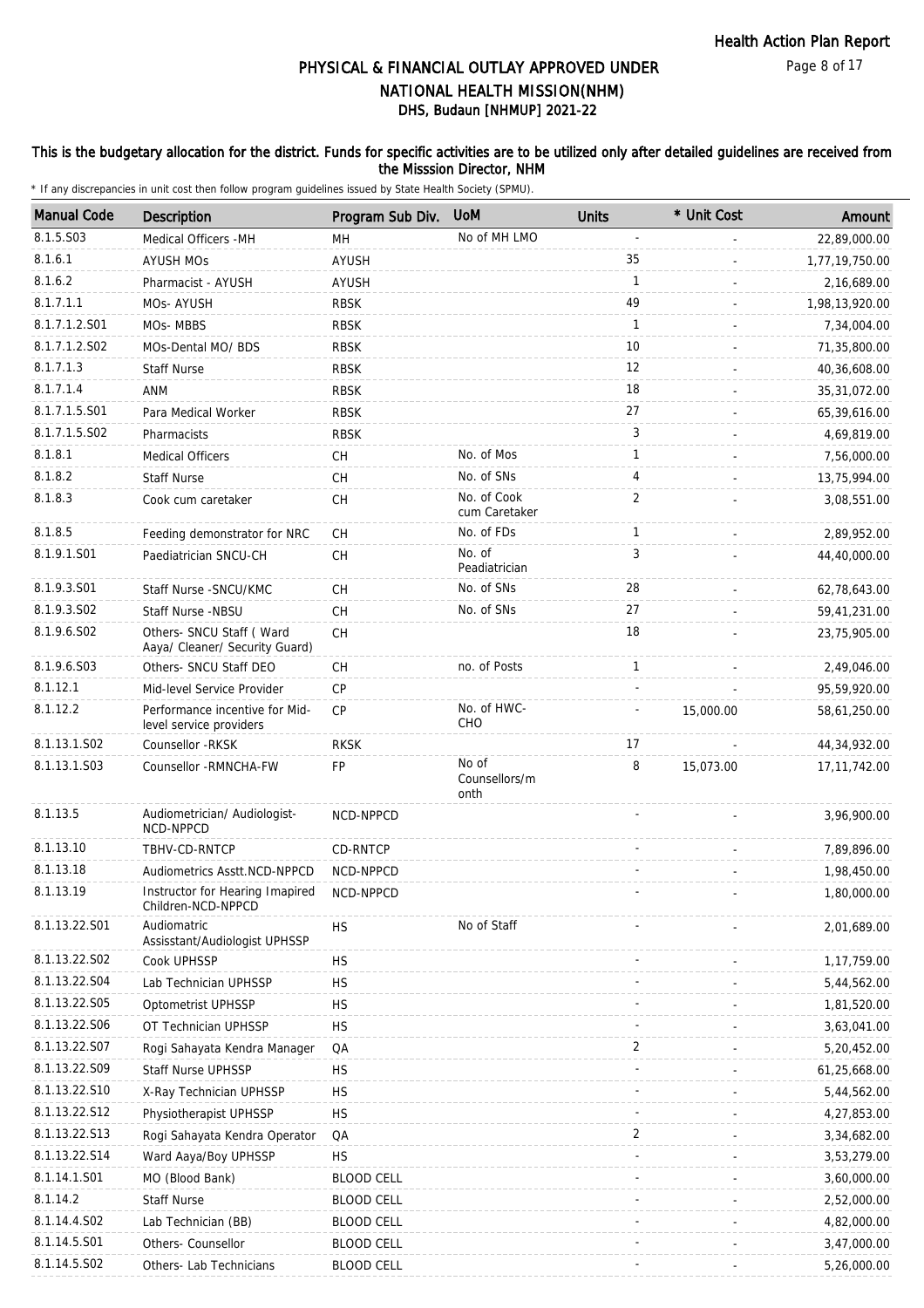# PHYSICAL & FINANCIAL OUTLAY APPROVED UNDER NATIONAL HEALTH MISSION(NHM)

## DHS, Budaun [NHMUP] 2021-22

**This is the budgetary allocation for the district. Funds for specific activities are to be utilized only after detailed guidelines are received from the Misssion Director, NHM**

\* If any discrepancies in unit cost then follow program guidelines issued by State Health Society (SPMU).

| Manual Code | Description | Program Sub Div. | UoM | Units | * Unit Cost | Amount |
|---|---|---|---|---|---|---|
| 8.1.5.S03 | Medical Officers -MH | MH | No of MH LMO | - | - | 22,89,000.00 |
| 8.1.6.1 | AYUSH MOs | AYUSH | | 35 | - | 1,77,19,750.00 |
| 8.1.6.2 | Pharmacist - AYUSH | AYUSH | | 1 | - | 2,16,689.00 |
| 8.1.7.1.1 | MOs- AYUSH | RBSK | | 49 | - | 1,98,13,920.00 |
| 8.1.7.1.2.S01 | MOs- MBBS | RBSK | | 1 | - | 7,34,004.00 |
| 8.1.7.1.2.S02 | MOs-Dental MO/ BDS | RBSK | | 10 | - | 71,35,800.00 |
| 8.1.7.1.3 | Staff Nurse | RBSK | | 12 | - | 40,36,608.00 |
| 8.1.7.1.4 | ANM | RBSK | | 18 | - | 35,31,072.00 |
| 8.1.7.1.5.S01 | Para Medical Worker | RBSK | | 27 | - | 65,39,616.00 |
| 8.1.7.1.5.S02 | Pharmacists | RBSK | | 3 | - | 4,69,819.00 |
| 8.1.8.1 | Medical Officers | CH | No. of Mos | 1 | - | 7,56,000.00 |
| 8.1.8.2 | Staff Nurse | CH | No. of SNs | 4 | - | 13,75,994.00 |
| 8.1.8.3 | Cook cum caretaker | CH | No. of Cook cum Caretaker | 2 | - | 3,08,551.00 |
| 8.1.8.5 | Feeding demonstrator for NRC | CH | No. of FDs | 1 | - | 2,89,952.00 |
| 8.1.9.1.S01 | Paediatrician SNCU-CH | CH | No. of Peadiatrician | 3 | - | 44,40,000.00 |
| 8.1.9.3.S01 | Staff Nurse -SNCU/KMC | CH | No. of SNs | 28 | - | 62,78,643.00 |
| 8.1.9.3.S02 | Staff Nurse -NBSU | CH | No. of SNs | 27 | - | 59,41,231.00 |
| 8.1.9.6.S02 | Others- SNCU Staff ( Ward Aaya/ Cleaner/ Security Guard) | CH | | 18 | - | 23,75,905.00 |
| 8.1.9.6.S03 | Others- SNCU Staff DEO | CH | no. of Posts | 1 | - | 2,49,046.00 |
| 8.1.12.1 | Mid-level Service Provider | CP | | - | - | 95,59,920.00 |
| 8.1.12.2 | Performance incentive for Mid-level service providers | CP | No. of HWC-CHO | - | 15,000.00 | 58,61,250.00 |
| 8.1.13.1.S02 | Counsellor -RKSK | RKSK | | 17 | - | 44,34,932.00 |
| 8.1.13.1.S03 | Counsellor -RMNCHA-FW | FP | No of Counsellors/month | 8 | 15,073.00 | 17,11,742.00 |
| 8.1.13.5 | Audiometrician/ Audiologist-NCD-NPPCD | NCD-NPPCD | | - | - | 3,96,900.00 |
| 8.1.13.10 | TBHV-CD-RNTCP | CD-RNTCP | | - | - | 7,89,896.00 |
| 8.1.13.18 | Audiometrics Asstt.NCD-NPPCD | NCD-NPPCD | | - | - | 1,98,450.00 |
| 8.1.13.19 | Instructor for Hearing Imapired Children-NCD-NPPCD | NCD-NPPCD | | - | - | 1,80,000.00 |
| 8.1.13.22.S01 | Audiomatric Assisstant/Audiologist UPHSSP | HS | No of Staff | - | - | 2,01,689.00 |
| 8.1.13.22.S02 | Cook UPHSSP | HS | | - | - | 1,17,759.00 |
| 8.1.13.22.S04 | Lab Technician UPHSSP | HS | | - | - | 5,44,562.00 |
| 8.1.13.22.S05 | Optometrist UPHSSP | HS | | - | - | 1,81,520.00 |
| 8.1.13.22.S06 | OT Technician UPHSSP | HS | | - | - | 3,63,041.00 |
| 8.1.13.22.S07 | Rogi Sahayata Kendra Manager | QA | | 2 | - | 5,20,452.00 |
| 8.1.13.22.S09 | Staff Nurse UPHSSP | HS | | - | - | 61,25,668.00 |
| 8.1.13.22.S10 | X-Ray Technician UPHSSP | HS | | - | - | 5,44,562.00 |
| 8.1.13.22.S12 | Physiotherapist UPHSSP | HS | | - | - | 4,27,853.00 |
| 8.1.13.22.S13 | Rogi Sahayata Kendra Operator | QA | | 2 | - | 3,34,682.00 |
| 8.1.13.22.S14 | Ward Aaya/Boy UPHSSP | HS | | - | - | 3,53,279.00 |
| 8.1.14.1.S01 | MO (Blood Bank) | BLOOD CELL | | - | - | 3,60,000.00 |
| 8.1.14.2 | Staff Nurse | BLOOD CELL | | - | - | 2,52,000.00 |
| 8.1.14.4.S02 | Lab Technician (BB) | BLOOD CELL | | - | - | 4,82,000.00 |
| 8.1.14.5.S01 | Others- Counsellor | BLOOD CELL | | - | - | 3,47,000.00 |
| 8.1.14.5.S02 | Others- Lab Technicians | BLOOD CELL | | - | - | 5,26,000.00 |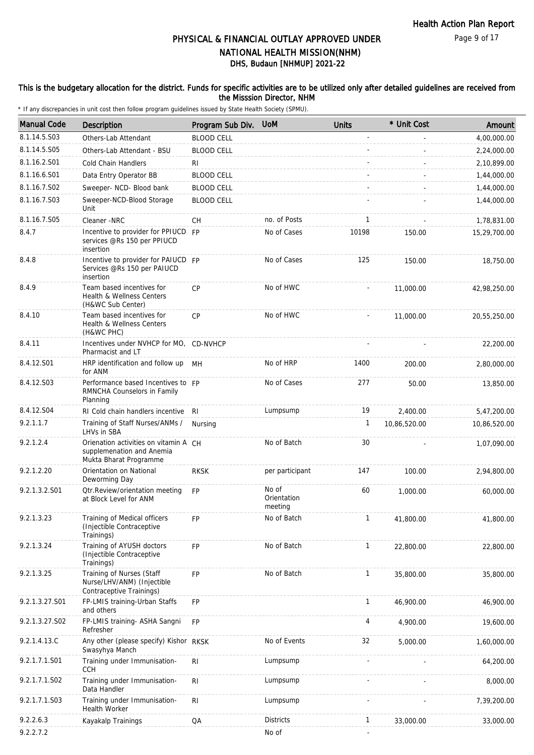# PHYSICAL & FINANCIAL OUTLAY APPROVED UNDER NATIONAL HEALTH MISSION(NHM)
## DHS, Budaun [NHMUP] 2021-22

**This is the budgetary allocation for the district. Funds for specific activities are to be utilized only after detailed guidelines are received from the Misssion Director, NHM**

* If any discrepancies in unit cost then follow program guidelines issued by State Health Society (SPMU).

| Manual Code | Description | Program Sub Div. | UoM | Units | * Unit Cost | Amount |
|---|---|---|---|---|---|---|
| 8.1.14.5.S03 | Others-Lab Attendant | BLOOD CELL | | - | - | 4,00,000.00 |
| 8.1.14.5.S05 | Others-Lab Attendant - BSU | BLOOD CELL | | - | - | 2,24,000.00 |
| 8.1.16.2.S01 | Cold Chain Handlers | RI | | - | - | 2,10,899.00 |
| 8.1.16.6.S01 | Data Entry Operator BB | BLOOD CELL | | - | - | 1,44,000.00 |
| 8.1.16.7.S02 | Sweeper- NCD- Blood bank | BLOOD CELL | | - | - | 1,44,000.00 |
| 8.1.16.7.S03 | Sweeper-NCD-Blood Storage Unit | BLOOD CELL | | - | - | 1,44,000.00 |
| 8.1.16.7.S05 | Cleaner -NRC | CH | no. of Posts | 1 | - | 1,78,831.00 |
| 8.4.7 | Incentive to provider for PPIUCD services @Rs 150 per PPIUCD insertion | FP | No of Cases | 10198 | 150.00 | 15,29,700.00 |
| 8.4.8 | Incentive to provider for PAIUCD Services @Rs 150 per PAIUCD insertion | FP | No of Cases | 125 | 150.00 | 18,750.00 |
| 8.4.9 | Team based incentives for Health & Wellness Centers (H&WC Sub Center) | CP | No of HWC | - | 11,000.00 | 42,98,250.00 |
| 8.4.10 | Team based incentives for Health & Wellness Centers (H&WC PHC) | CP | No of HWC | - | 11,000.00 | 20,55,250.00 |
| 8.4.11 | Incentives under NVHCP for MO, Pharmacist and LT | CD-NVHCP | | - | - | 22,200.00 |
| 8.4.12.S01 | HRP identification and follow up for ANM | MH | No of HRP | 1400 | 200.00 | 2,80,000.00 |
| 8.4.12.S03 | Performance based Incentives to RMNCHA Counselors in Family Planning | FP | No of Cases | 277 | 50.00 | 13,850.00 |
| 8.4.12.S04 | RI Cold chain handlers incentive | RI | Lumpsump | 19 | 2,400.00 | 5,47,200.00 |
| 9.2.1.1.7 | Training of Staff Nurses/ANMs / LHVs in SBA | Nursing | | 1 | 10,86,520.00 | 10,86,520.00 |
| 9.2.1.2.4 | Orienation activities on vitamin A supplemenation and Anemia Mukta Bharat Programme | CH | No of Batch | 30 | - | 1,07,090.00 |
| 9.2.1.2.20 | Orientation on National Deworming Day | RKSK | per participant | 147 | 100.00 | 2,94,800.00 |
| 9.2.1.3.2.S01 | Qtr.Review/orientation meeting at Block Level for ANM | FP | No of Orientation meeting | 60 | 1,000.00 | 60,000.00 |
| 9.2.1.3.23 | Training of Medical officers (Injectible Contraceptive Trainings) | FP | No of Batch | 1 | 41,800.00 | 41,800.00 |
| 9.2.1.3.24 | Training of AYUSH doctors (Injectible Contraceptive Trainings) | FP | No of Batch | 1 | 22,800.00 | 22,800.00 |
| 9.2.1.3.25 | Training of Nurses (Staff Nurse/LHV/ANM) (Injectible Contraceptive Trainings) | FP | No of Batch | 1 | 35,800.00 | 35,800.00 |
| 9.2.1.3.27.S01 | FP-LMIS training-Urban Staffs and others | FP | | 1 | 46,900.00 | 46,900.00 |
| 9.2.1.3.27.S02 | FP-LMIS training- ASHA Sangni Refresher | FP | | 4 | 4,900.00 | 19,600.00 |
| 9.2.1.4.13.C | Any other (please specify) Kishor Swasyhya Manch | RKSK | No of Events | 32 | 5,000.00 | 1,60,000.00 |
| 9.2.1.7.1.S01 | Training under Immunisation-CCH | RI | Lumpsump | - | - | 64,200.00 |
| 9.2.1.7.1.S02 | Training under Immunisation-Data Handler | RI | Lumpsump | - | - | 8,000.00 |
| 9.2.1.7.1.S03 | Training under Immunisation-Health Worker | RI | Lumpsump | - | - | 7,39,200.00 |
| 9.2.2.6.3 | Kayakalp Trainings | QA | Districts | 1 | 33,000.00 | 33,000.00 |
| 9.2.2.7.2 | | | No of | - | | |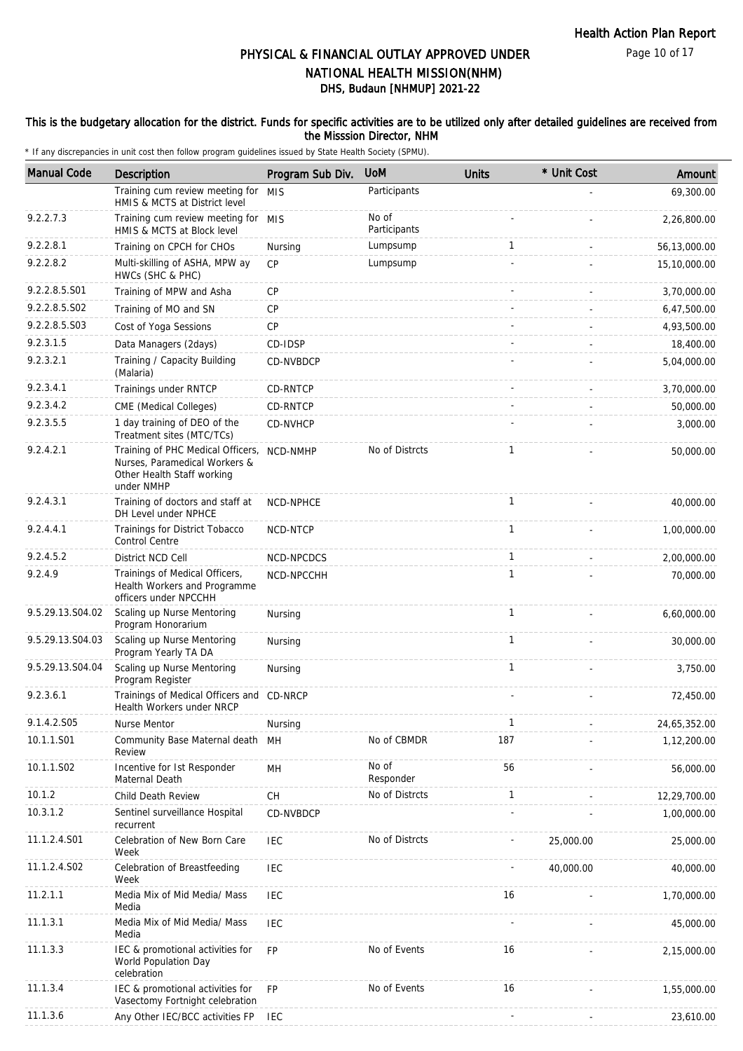# PHYSICAL & FINANCIAL OUTLAY APPROVED UNDER NATIONAL HEALTH MISSION(NHM)

## DHS, Budaun [NHMUP] 2021-22

### This is the budgetary allocation for the district. Funds for specific activities are to be utilized only after detailed guidelines are received from the Misssion Director, NHM

\* If any discrepancies in unit cost then follow program guidelines issued by State Health Society (SPMU).

| Manual Code | Description | Program Sub Div. | UoM | Units | * Unit Cost | Amount |
|---|---|---|---|---|---|---|
| | Training cum review meeting for HMIS & MCTS at District level | MIS | Participants | | - | 69,300.00 |
| 9.2.2.7.3 | Training cum review meeting for HMIS & MCTS at Block level | MIS | No of Participants | - | - | 2,26,800.00 |
| 9.2.2.8.1 | Training on CPCH for CHOs | Nursing | Lumpsump | 1 | - | 56,13,000.00 |
| 9.2.2.8.2 | Multi-skilling of ASHA, MPW ay HWCs (SHC & PHC) | CP | Lumpsump | - | - | 15,10,000.00 |
| 9.2.2.8.5.S01 | Training of MPW and Asha | CP | | - | - | 3,70,000.00 |
| 9.2.2.8.5.S02 | Training of MO and SN | CP | | - | - | 6,47,500.00 |
| 9.2.2.8.5.S03 | Cost of Yoga Sessions | CP | | - | - | 4,93,500.00 |
| 9.2.3.1.5 | Data Managers (2days) | CD-IDSP | | - | - | 18,400.00 |
| 9.2.3.2.1 | Training / Capacity Building (Malaria) | CD-NVBDCP | | - | - | 5,04,000.00 |
| 9.2.3.4.1 | Trainings under RNTCP | CD-RNTCP | | - | - | 3,70,000.00 |
| 9.2.3.4.2 | CME (Medical Colleges) | CD-RNTCP | | - | - | 50,000.00 |
| 9.2.3.5.5 | 1 day training of DEO of the Treatment sites (MTC/TCs) | CD-NVHCP | | - | - | 3,000.00 |
| 9.2.4.2.1 | Training of PHC Medical Officers, Nurses, Paramedical Workers & Other Health Staff working under NMHP | NCD-NMHP | No of Distrcts | 1 | - | 50,000.00 |
| 9.2.4.3.1 | Training of doctors and staff at DH Level under NPHCE | NCD-NPHCE | | 1 | - | 40,000.00 |
| 9.2.4.4.1 | Trainings for District Tobacco Control Centre | NCD-NTCP | | 1 | - | 1,00,000.00 |
| 9.2.4.5.2 | District NCD Cell | NCD-NPCDCS | | 1 | - | 2,00,000.00 |
| 9.2.4.9 | Trainings of Medical Officers, Health Workers and Programme officers under NPCCHH | NCD-NPCCHH | | 1 | - | 70,000.00 |
| 9.5.29.13.S04.02 | Scaling up Nurse Mentoring Program Honorarium | Nursing | | 1 | - | 6,60,000.00 |
| 9.5.29.13.S04.03 | Scaling up Nurse Mentoring Program Yearly TA DA | Nursing | | 1 | - | 30,000.00 |
| 9.5.29.13.S04.04 | Scaling up Nurse Mentoring Program Register | Nursing | | 1 | - | 3,750.00 |
| 9.2.3.6.1 | Trainings of Medical Officers and Health Workers under NRCP | CD-NRCP | | - | - | 72,450.00 |
| 9.1.4.2.S05 | Nurse Mentor | Nursing | | 1 | - | 24,65,352.00 |
| 10.1.1.S01 | Community Base Maternal death Review | MH | No of CBMDR | 187 | - | 1,12,200.00 |
| 10.1.1.S02 | Incentive for Ist Responder Maternal Death | MH | No of Responder | 56 | - | 56,000.00 |
| 10.1.2 | Child Death Review | CH | No of Distrcts | 1 | - | 12,29,700.00 |
| 10.3.1.2 | Sentinel surveillance Hospital recurrent | CD-NVBDCP | | - | - | 1,00,000.00 |
| 11.1.2.4.S01 | Celebration of New Born Care Week | IEC | No of Distrcts | - | 25,000.00 | 25,000.00 |
| 11.1.2.4.S02 | Celebration of Breastfeeding Week | IEC | | - | 40,000.00 | 40,000.00 |
| 11.2.1.1 | Media Mix of Mid Media/ Mass Media | IEC | | 16 | - | 1,70,000.00 |
| 11.1.3.1 | Media Mix of Mid Media/ Mass Media | IEC | | - | - | 45,000.00 |
| 11.1.3.3 | IEC & promotional activities for World Population Day celebration | FP | No of Events | 16 | - | 2,15,000.00 |
| 11.1.3.4 | IEC & promotional activities for Vasectomy Fortnight celebration | FP | No of Events | 16 | - | 1,55,000.00 |
| 11.1.3.6 | Any Other IEC/BCC activities FP | IEC | | - | - | 23,610.00 |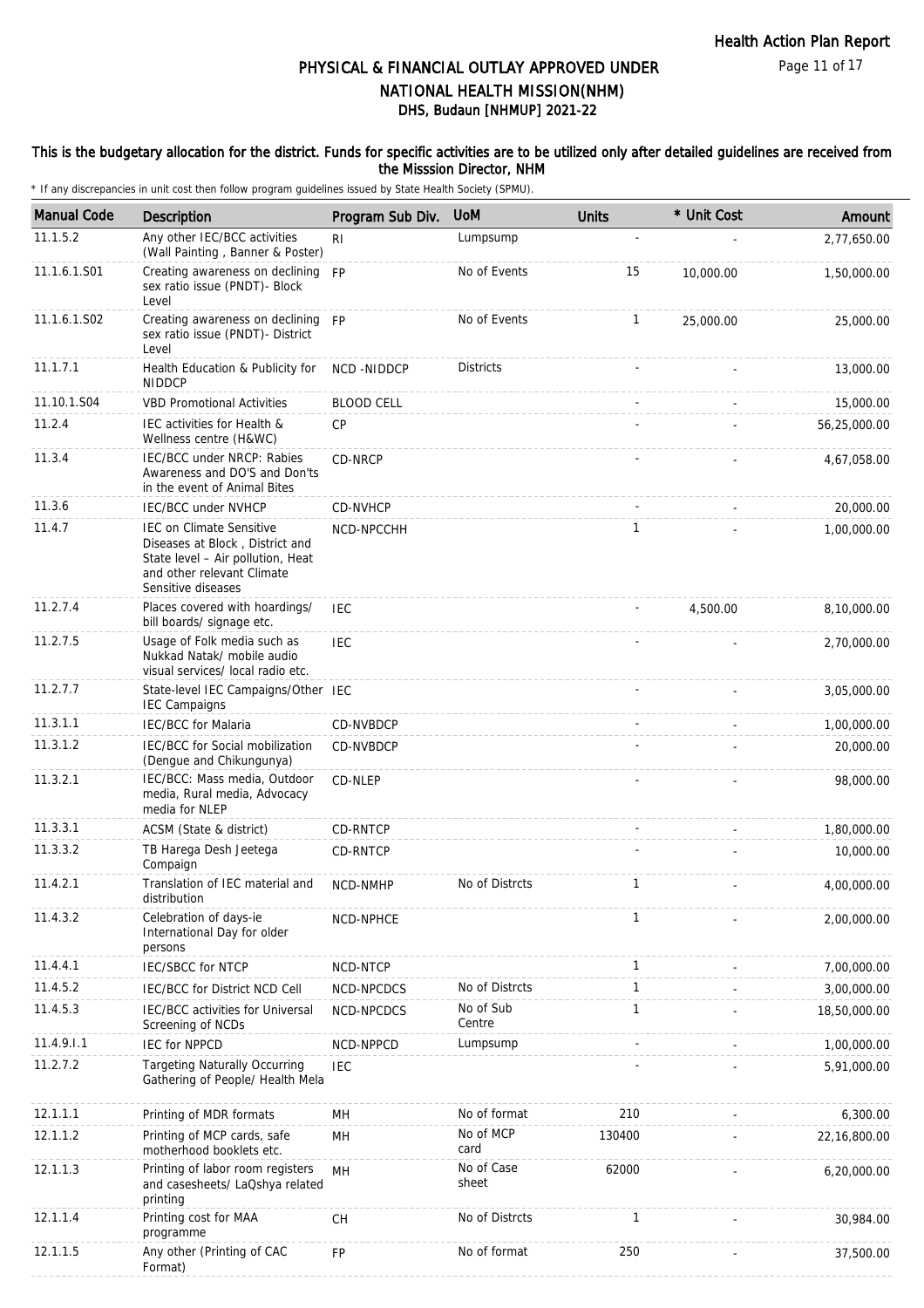# PHYSICAL & FINANCIAL OUTLAY APPROVED UNDER NATIONAL HEALTH MISSION(NHM)

## DHS, Budaun [NHMUP] 2021-22

**This is the budgetary allocation for the district. Funds for specific activities are to be utilized only after detailed guidelines are received from the Misssion Director, NHM**

\* If any discrepancies in unit cost then follow program guidelines issued by State Health Society (SPMU).

| Manual Code | Description | Program Sub Div. | UoM | Units | * Unit Cost | Amount |
|---|---|---|---|---|---|---|
| 11.1.5.2 | Any other IEC/BCC activities (Wall Painting , Banner & Poster) | RI | Lumpsump | - | - | 2,77,650.00 |
| 11.1.6.1.S01 | Creating awareness on declining sex ratio issue (PNDT)- Block Level | FP | No of Events | 15 | 10,000.00 | 1,50,000.00 |
| 11.1.6.1.S02 | Creating awareness on declining sex ratio issue (PNDT)- District Level | FP | No of Events | 1 | 25,000.00 | 25,000.00 |
| 11.1.7.1 | Health Education & Publicity for NIDDCP | NCD -NIDDCP | Districts | - | - | 13,000.00 |
| 11.10.1.S04 | VBD Promotional Activities | BLOOD CELL | | - | - | 15,000.00 |
| 11.2.4 | IEC activities for Health & Wellness centre (H&WC) | CP | | - | - | 56,25,000.00 |
| 11.3.4 | IEC/BCC under NRCP: Rabies Awareness and DO'S and Don'ts in the event of Animal Bites | CD-NRCP | | - | - | 4,67,058.00 |
| 11.3.6 | IEC/BCC under NVHCP | CD-NVHCP | | - | - | 20,000.00 |
| 11.4.7 | IEC on Climate Sensitive Diseases at Block , District and State level – Air pollution, Heat and other relevant Climate Sensitive diseases | NCD-NPCCHH | | 1 | - | 1,00,000.00 |
| 11.2.7.4 | Places covered with hoardings/ bill boards/ signage etc. | IEC | | - | 4,500.00 | 8,10,000.00 |
| 11.2.7.5 | Usage of Folk media such as Nukkad Natak/ mobile audio visual services/ local radio etc. | IEC | | - | - | 2,70,000.00 |
| 11.2.7.7 | State-level IEC Campaigns/Other IEC Campaigns | IEC | | - | - | 3,05,000.00 |
| 11.3.1.1 | IEC/BCC for Malaria | CD-NVBDCP | | - | - | 1,00,000.00 |
| 11.3.1.2 | IEC/BCC for Social mobilization (Dengue and Chikungunya) | CD-NVBDCP | | - | - | 20,000.00 |
| 11.3.2.1 | IEC/BCC: Mass media, Outdoor media, Rural media, Advocacy media for NLEP | CD-NLEP | | - | - | 98,000.00 |
| 11.3.3.1 | ACSM (State & district) | CD-RNTCP | | - | - | 1,80,000.00 |
| 11.3.3.2 | TB Harega Desh Jeetega Compaign | CD-RNTCP | | - | - | 10,000.00 |
| 11.4.2.1 | Translation of IEC material and distribution | NCD-NMHP | No of Distrcts | 1 | - | 4,00,000.00 |
| 11.4.3.2 | Celebration of days-ie International Day for older persons | NCD-NPHCE | | 1 | - | 2,00,000.00 |
| 11.4.4.1 | IEC/SBCC for NTCP | NCD-NTCP | | 1 | - | 7,00,000.00 |
| 11.4.5.2 | IEC/BCC for District NCD Cell | NCD-NPCDCS | No of Distrcts | 1 | - | 3,00,000.00 |
| 11.4.5.3 | IEC/BCC activities for Universal Screening of NCDs | NCD-NPCDCS | No of Sub Centre | 1 | - | 18,50,000.00 |
| 11.4.9.I.1 | IEC for NPPCD | NCD-NPPCD | Lumpsump | - | - | 1,00,000.00 |
| 11.2.7.2 | Targeting Naturally Occurring Gathering of People/ Health Mela | IEC | | - | - | 5,91,000.00 |
| 12.1.1.1 | Printing of MDR formats | MH | No of format | 210 | - | 6,300.00 |
| 12.1.1.2 | Printing of MCP cards, safe motherhood booklets etc. | MH | No of MCP card | 130400 | - | 22,16,800.00 |
| 12.1.1.3 | Printing of labor room registers and casesheets/ LaQshya related printing | MH | No of Case sheet | 62000 | - | 6,20,000.00 |
| 12.1.1.4 | Printing cost for MAA programme | CH | No of Distrcts | 1 | - | 30,984.00 |
| 12.1.1.5 | Any other (Printing of CAC Format) | FP | No of format | 250 | - | 37,500.00 |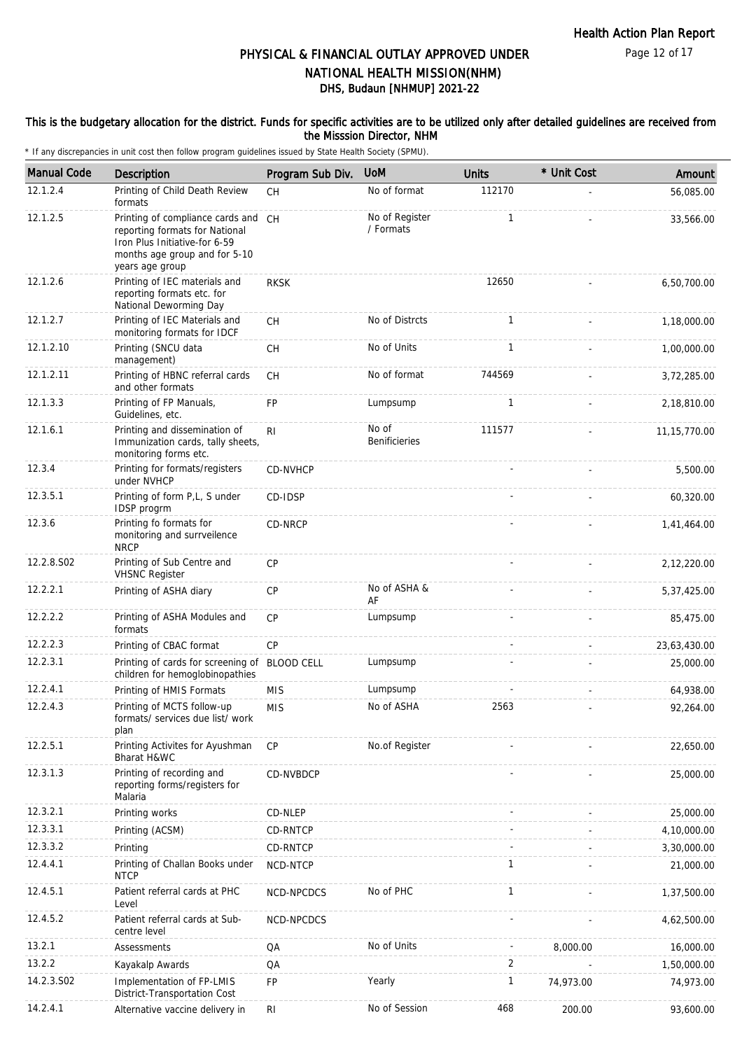# PHYSICAL & FINANCIAL OUTLAY APPROVED UNDER NATIONAL HEALTH MISSION(NHM)
## DHS, Budaun [NHMUP] 2021-22

**This is the budgetary allocation for the district. Funds for specific activities are to be utilized only after detailed guidelines are received from the Misssion Director, NHM**

* If any discrepancies in unit cost then follow program guidelines issued by State Health Society (SPMU).

| Manual Code | Description | Program Sub Div. | UoM | Units | * Unit Cost | Amount |
|---|---|---|---|---|---|---|
| 12.1.2.4 | Printing of Child Death Review formats | CH | No of format | 112170 | - | 56,085.00 |
| 12.1.2.5 | Printing of compliance cards and reporting formats for National Iron Plus Initiative-for 6-59 months age group and for 5-10 years age group | CH | No of Register / Formats | 1 | - | 33,566.00 |
| 12.1.2.6 | Printing of IEC materials and reporting formats etc. for National Deworming Day | RKSK | | 12650 | - | 6,50,700.00 |
| 12.1.2.7 | Printing of IEC Materials and monitoring formats for IDCF | CH | No of Distrcts | 1 | - | 1,18,000.00 |
| 12.1.2.10 | Printing (SNCU data management) | CH | No of Units | 1 | - | 1,00,000.00 |
| 12.1.2.11 | Printing of HBNC referral cards and other formats | CH | No of format | 744569 | - | 3,72,285.00 |
| 12.1.3.3 | Printing of FP Manuals, Guidelines, etc. | FP | Lumpsump | 1 | - | 2,18,810.00 |
| 12.1.6.1 | Printing and dissemination of Immunization cards, tally sheets, monitoring forms etc. | RI | No of Benificieries | 111577 | - | 11,15,770.00 |
| 12.3.4 | Printing for formats/registers under NVHCP | CD-NVHCP | | - | - | 5,500.00 |
| 12.3.5.1 | Printing of form P,L, S under IDSP progrm | CD-IDSP | | - | - | 60,320.00 |
| 12.3.6 | Printing fo formats for monitoring and surrveilence NRCP | CD-NRCP | | - | - | 1,41,464.00 |
| 12.2.8.S02 | Printing of Sub Centre and VHSNC Register | CP | | - | - | 2,12,220.00 |
| 12.2.2.1 | Printing of ASHA diary | CP | No of ASHA & AF | - | - | 5,37,425.00 |
| 12.2.2.2 | Printing of ASHA Modules and formats | CP | Lumpsump | - | - | 85,475.00 |
| 12.2.2.3 | Printing of CBAC format | CP | | - | - | 23,63,430.00 |
| 12.2.3.1 | Printing of cards for screening of children for hemoglobinopathies | BLOOD CELL | Lumpsump | - | - | 25,000.00 |
| 12.2.4.1 | Printing of HMIS Formats | MIS | Lumpsump | - | - | 64,938.00 |
| 12.2.4.3 | Printing of MCTS follow-up formats/ services due list/ work plan | MIS | No of ASHA | 2563 | - | 92,264.00 |
| 12.2.5.1 | Printing Activites for Ayushman Bharat H&WC | CP | No.of Register | - | - | 22,650.00 |
| 12.3.1.3 | Printing of recording and reporting forms/registers for Malaria | CD-NVBDCP | | - | - | 25,000.00 |
| 12.3.2.1 | Printing works | CD-NLEP | | - | - | 25,000.00 |
| 12.3.3.1 | Printing (ACSM) | CD-RNTCP | | - | - | 4,10,000.00 |
| 12.3.3.2 | Printing | CD-RNTCP | | - | - | 3,30,000.00 |
| 12.4.4.1 | Printing of Challan Books under NTCP | NCD-NTCP | | 1 | - | 21,000.00 |
| 12.4.5.1 | Patient referral cards at PHC Level | NCD-NPCDCS | No of PHC | 1 | - | 1,37,500.00 |
| 12.4.5.2 | Patient referral cards at Sub-centre level | NCD-NPCDCS | | - | - | 4,62,500.00 |
| 13.2.1 | Assessments | QA | No of Units | - | 8,000.00 | 16,000.00 |
| 13.2.2 | Kayakalp Awards | QA | | 2 | - | 1,50,000.00 |
| 14.2.3.S02 | Implementation of FP-LMIS District-Transportation Cost | FP | Yearly | 1 | 74,973.00 | 74,973.00 |
| 14.2.4.1 | Alternative vaccine delivery in | RI | No of Session | 468 | 200.00 | 93,600.00 |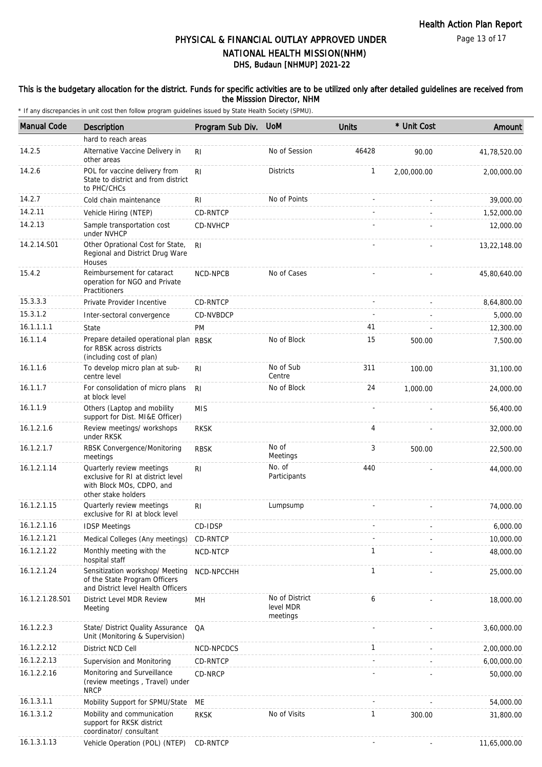# PHYSICAL & FINANCIAL OUTLAY APPROVED UNDER NATIONAL HEALTH MISSION(NHM)
## DHS, Budaun [NHMUP] 2021-22

### This is the budgetary allocation for the district. Funds for specific activities are to be utilized only after detailed guidelines are received from the Misssion Director, NHM

\* If any discrepancies in unit cost then follow program guidelines issued by State Health Society (SPMU).

| Manual Code | Description | Program Sub Div. | UoM | Units | * Unit Cost | Amount |
|---|---|---|---|---|---|---|
| | hard to reach areas | | | | | |
| 14.2.5 | Alternative Vaccine Delivery in other areas | RI | No of Session | 46428 | 90.00 | 41,78,520.00 |
| 14.2.6 | POL for vaccine delivery from State to district and from district to PHC/CHCs | RI | Districts | 1 | 2,00,000.00 | 2,00,000.00 |
| 14.2.7 | Cold chain maintenance | RI | No of Points | - | - | 39,000.00 |
| 14.2.11 | Vehicle Hiring (NTEP) | CD-RNTCP | | - | - | 1,52,000.00 |
| 14.2.13 | Sample transportation cost under NVHCP | CD-NVHCP | | - | - | 12,000.00 |
| 14.2.14.S01 | Other Oprational Cost for State, Regional and District Drug Ware Houses | RI | | - | - | 13,22,148.00 |
| 15.4.2 | Reimbursement for cataract operation for NGO and Private Practitioners | NCD-NPCB | No of Cases | - | - | 45,80,640.00 |
| 15.3.3.3 | Private Provider Incentive | CD-RNTCP | | - | - | 8,64,800.00 |
| 15.3.1.2 | Inter-sectoral convergence | CD-NVBDCP | | - | - | 5,000.00 |
| 16.1.1.1.1 | State | PM | | 41 | - | 12,300.00 |
| 16.1.1.4 | Prepare detailed operational plan for RBSK across districts (including cost of plan) | RBSK | No of Block | 15 | 500.00 | 7,500.00 |
| 16.1.1.6 | To develop micro plan at sub-centre level | RI | No of Sub Centre | 311 | 100.00 | 31,100.00 |
| 16.1.1.7 | For consolidation of micro plans at block level | RI | No of Block | 24 | 1,000.00 | 24,000.00 |
| 16.1.1.9 | Others (Laptop and mobility support for Dist. MI&E Officer) | MIS | | - | - | 56,400.00 |
| 16.1.2.1.6 | Review meetings/ workshops under RKSK | RKSK | | 4 | - | 32,000.00 |
| 16.1.2.1.7 | RBSK Convergence/Monitoring meetings | RBSK | No of Meetings | 3 | 500.00 | 22,500.00 |
| 16.1.2.1.14 | Quarterly review meetings exclusive for RI at district level with Block MOs, CDPO, and other stake holders | RI | No. of Participants | 440 | - | 44,000.00 |
| 16.1.2.1.15 | Quarterly review meetings exclusive for RI at block level | RI | Lumpsump | - | - | 74,000.00 |
| 16.1.2.1.16 | IDSP Meetings | CD-IDSP | | - | - | 6,000.00 |
| 16.1.2.1.21 | Medical Colleges (Any meetings) | CD-RNTCP | | - | - | 10,000.00 |
| 16.1.2.1.22 | Monthly meeting with the hospital staff | NCD-NTCP | | 1 | - | 48,000.00 |
| 16.1.2.1.24 | Sensitization workshop/ Meeting of the State Program Officers and District level Health Officers | NCD-NPCCHH | | 1 | - | 25,000.00 |
| 16.1.2.1.28.S01 | District Level MDR Review Meeting | MH | No of District level MDR meetings | 6 | - | 18,000.00 |
| 16.1.2.2.3 | State/ District Quality Assurance Unit (Monitoring & Supervision) | QA | | - | - | 3,60,000.00 |
| 16.1.2.2.12 | District NCD Cell | NCD-NPCDCS | | 1 | - | 2,00,000.00 |
| 16.1.2.2.13 | Supervision and Monitoring | CD-RNTCP | | - | - | 6,00,000.00 |
| 16.1.2.2.16 | Monitoring and Surveillance (review meetings , Travel) under NRCP | CD-NRCP | | - | - | 50,000.00 |
| 16.1.3.1.1 | Mobility Support for SPMU/State | ME | | - | - | 54,000.00 |
| 16.1.3.1.2 | Mobility and communication support for RKSK district coordinator/ consultant | RKSK | No of Visits | 1 | 300.00 | 31,800.00 |
| 16.1.3.1.13 | Vehicle Operation (POL) (NTEP) | CD-RNTCP | | - | - | 11,65,000.00 |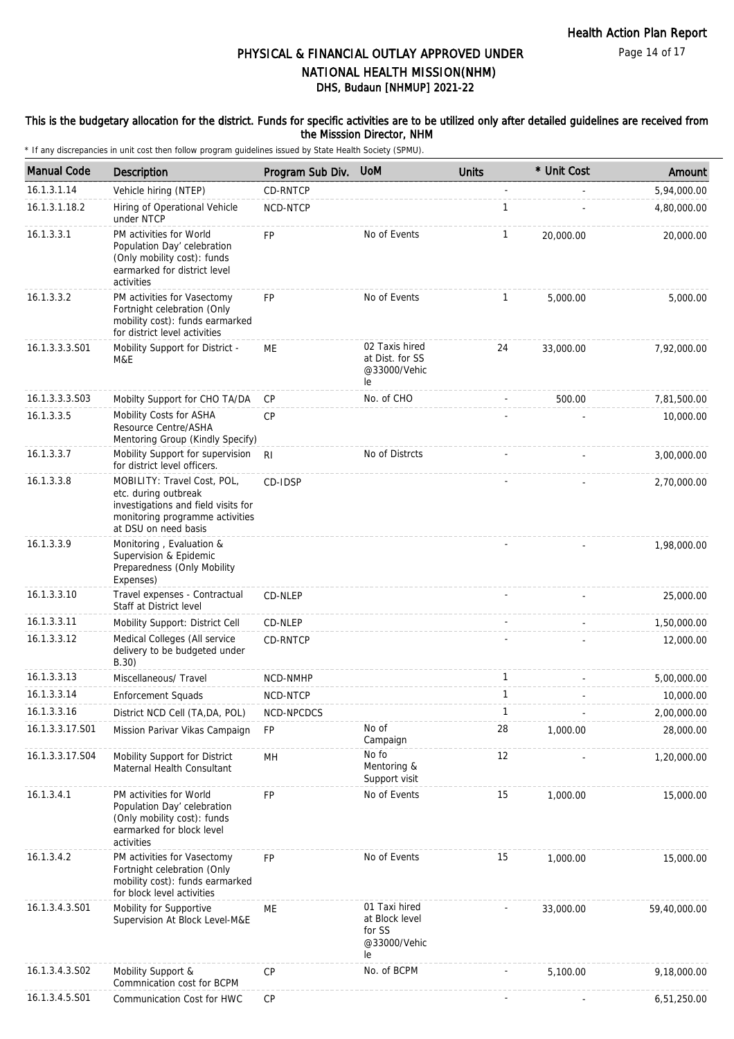# PHYSICAL & FINANCIAL OUTLAY APPROVED UNDER NATIONAL HEALTH MISSION(NHM)

## DHS, Budaun [NHMUP] 2021-22

### This is the budgetary allocation for the district. Funds for specific activities are to be utilized only after detailed guidelines are received from the Misssion Director, NHM

\* If any discrepancies in unit cost then follow program guidelines issued by State Health Society (SPMU).

| Manual Code | Description | Program Sub Div. | UoM | Units | * Unit Cost | Amount |
|---|---|---|---|---|---|---|
| 16.1.3.1.14 | Vehicle hiring (NTEP) | CD-RNTCP | | - | - | 5,94,000.00 |
| 16.1.3.1.18.2 | Hiring of Operational Vehicle under NTCP | NCD-NTCP | | 1 | - | 4,80,000.00 |
| 16.1.3.3.1 | PM activities for World Population Day' celebration (Only mobility cost): funds earmarked for district level activities | FP | No of Events | 1 | 20,000.00 | 20,000.00 |
| 16.1.3.3.2 | PM activities for Vasectomy Fortnight celebration (Only mobility cost): funds earmarked for district level activities | FP | No of Events | 1 | 5,000.00 | 5,000.00 |
| 16.1.3.3.3.S01 | Mobility Support for District - M&E | ME | 02 Taxis hired at Dist. for SS @33000/Vehicle | 24 | 33,000.00 | 7,92,000.00 |
| 16.1.3.3.3.S03 | Mobilty Support for CHO TA/DA | CP | No. of CHO | - | 500.00 | 7,81,500.00 |
| 16.1.3.3.5 | Mobility Costs for ASHA Resource Centre/ASHA Mentoring Group (Kindly Specify) | CP | | - | - | 10,000.00 |
| 16.1.3.3.7 | Mobility Support for supervision for district level officers. | RI | No of Distrcts | - | - | 3,00,000.00 |
| 16.1.3.3.8 | MOBILITY: Travel Cost, POL, etc. during outbreak investigations and field visits for monitoring programme activities at DSU on need basis | CD-IDSP | | - | - | 2,70,000.00 |
| 16.1.3.3.9 | Monitoring , Evaluation & Supervision & Epidemic Preparedness (Only Mobility Expenses) | | | - | - | 1,98,000.00 |
| 16.1.3.3.10 | Travel expenses - Contractual Staff at District level | CD-NLEP | | - | - | 25,000.00 |
| 16.1.3.3.11 | Mobility Support: District Cell | CD-NLEP | | - | - | 1,50,000.00 |
| 16.1.3.3.12 | Medical Colleges (All service delivery to be budgeted under B.30) | CD-RNTCP | | - | - | 12,000.00 |
| 16.1.3.3.13 | Miscellaneous/ Travel | NCD-NMHP | | 1 | - | 5,00,000.00 |
| 16.1.3.3.14 | Enforcement Squads | NCD-NTCP | | 1 | - | 10,000.00 |
| 16.1.3.3.16 | District NCD Cell (TA,DA, POL) | NCD-NPCDCS | | 1 | - | 2,00,000.00 |
| 16.1.3.3.17.S01 | Mission Parivar Vikas Campaign | FP | No of Campaign | 28 | 1,000.00 | 28,000.00 |
| 16.1.3.3.17.S04 | Mobility Support for District Maternal Health Consultant | MH | No fo Mentoring & Support visit | 12 | - | 1,20,000.00 |
| 16.1.3.4.1 | PM activities for World Population Day' celebration (Only mobility cost): funds earmarked for block level activities | FP | No of Events | 15 | 1,000.00 | 15,000.00 |
| 16.1.3.4.2 | PM activities for Vasectomy Fortnight celebration (Only mobility cost): funds earmarked for block level activities | FP | No of Events | 15 | 1,000.00 | 15,000.00 |
| 16.1.3.4.3.S01 | Mobility for Supportive Supervision At Block Level-M&E | ME | 01 Taxi hired at Block level for SS @33000/Vehicle | - | 33,000.00 | 59,40,000.00 |
| 16.1.3.4.3.S02 | Mobility Support & Commnication cost for BCPM | CP | No. of BCPM | - | 5,100.00 | 9,18,000.00 |
| 16.1.3.4.5.S01 | Communication Cost for HWC | CP | | - | - | 6,51,250.00 |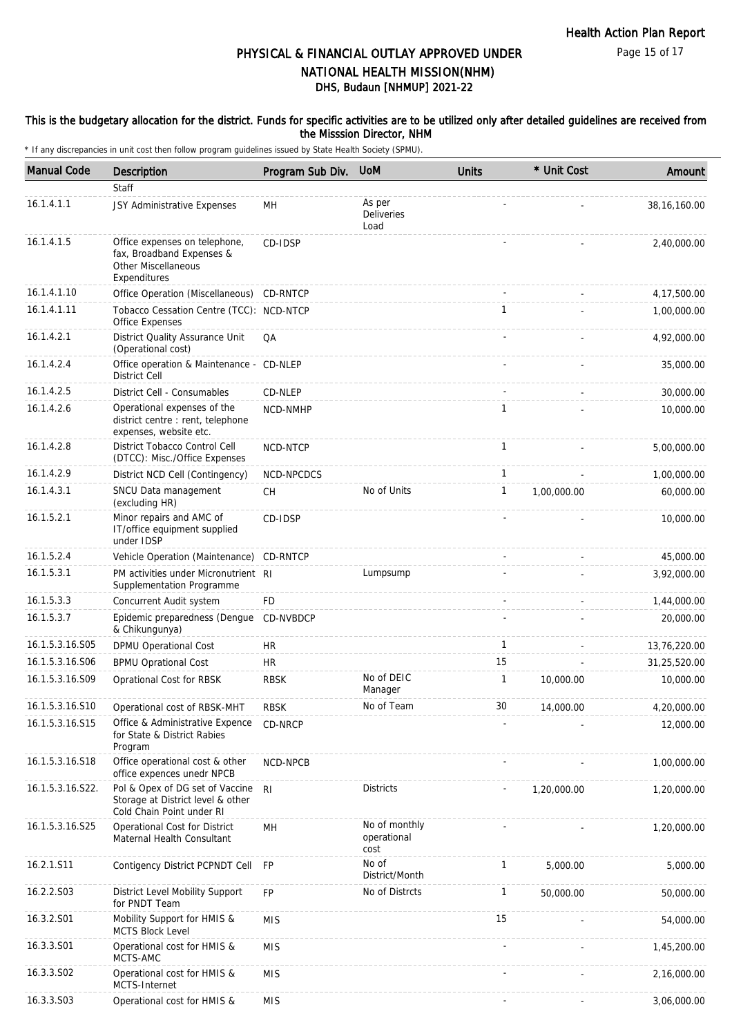# PHYSICAL & FINANCIAL OUTLAY APPROVED UNDER NATIONAL HEALTH MISSION(NHM)

## DHS, Budaun [NHMUP] 2021-22

**This is the budgetary allocation for the district. Funds for specific activities are to be utilized only after detailed guidelines are received from the Misssion Director, NHM**

\* If any discrepancies in unit cost then follow program guidelines issued by State Health Society (SPMU).

| Manual Code | Description | Program Sub Div. | UoM | Units | * Unit Cost | Amount |
|---|---|---|---|---|---|---|
| | Staff | | | | | |
| 16.1.4.1.1 | JSY Administrative Expenses | MH | As per Deliveries Load | - | - | 38,16,160.00 |
| 16.1.4.1.5 | Office expenses on telephone, fax, Broadband Expenses & Other Miscellaneous Expenditures | CD-IDSP | | - | - | 2,40,000.00 |
| 16.1.4.1.10 | Office Operation (Miscellaneous) | CD-RNTCP | | - | - | 4,17,500.00 |
| 16.1.4.1.11 | Tobacco Cessation Centre (TCC): Office Expenses | NCD-NTCP | | 1 | - | 1,00,000.00 |
| 16.1.4.2.1 | District Quality Assurance Unit (Operational cost) | QA | | - | - | 4,92,000.00 |
| 16.1.4.2.4 | Office operation & Maintenance - District Cell | CD-NLEP | | - | - | 35,000.00 |
| 16.1.4.2.5 | District Cell - Consumables | CD-NLEP | | - | - | 30,000.00 |
| 16.1.4.2.6 | Operational expenses of the district centre : rent, telephone expenses, website etc. | NCD-NMHP | | 1 | - | 10,000.00 |
| 16.1.4.2.8 | District Tobacco Control Cell (DTCC): Misc./Office Expenses | NCD-NTCP | | 1 | - | 5,00,000.00 |
| 16.1.4.2.9 | District NCD Cell (Contingency) | NCD-NPCDCS | | 1 | - | 1,00,000.00 |
| 16.1.4.3.1 | SNCU Data management (excluding HR) | CH | No of Units | 1 | 1,00,000.00 | 60,000.00 |
| 16.1.5.2.1 | Minor repairs and AMC of IT/office equipment supplied under IDSP | CD-IDSP | | - | - | 10,000.00 |
| 16.1.5.2.4 | Vehicle Operation (Maintenance) | CD-RNTCP | | - | - | 45,000.00 |
| 16.1.5.3.1 | PM activities under Micronutrient Supplementation Programme | RI | Lumpsump | - | - | 3,92,000.00 |
| 16.1.5.3.3 | Concurrent Audit system | FD | | - | - | 1,44,000.00 |
| 16.1.5.3.7 | Epidemic preparedness (Dengue & Chikungunya) | CD-NVBDCP | | - | - | 20,000.00 |
| 16.1.5.3.16.S05 | DPMU Operational Cost | HR | | 1 | - | 13,76,220.00 |
| 16.1.5.3.16.S06 | BPMU Oprational Cost | HR | | 15 | - | 31,25,520.00 |
| 16.1.5.3.16.S09 | Oprational Cost for RBSK | RBSK | No of DEIC Manager | 1 | 10,000.00 | 10,000.00 |
| 16.1.5.3.16.S10 | Operational cost of RBSK-MHT | RBSK | No of Team | 30 | 14,000.00 | 4,20,000.00 |
| 16.1.5.3.16.S15 | Office & Administrative Expence for State & District Rabies Program | CD-NRCP | | - | - | 12,000.00 |
| 16.1.5.3.16.S18 | Office operational cost & other office expences unedr NPCB | NCD-NPCB | | - | - | 1,00,000.00 |
| 16.1.5.3.16.S22. | Pol & Opex of DG set of Vaccine Storage at District level & other Cold Chain Point under RI | RI | Districts | - | 1,20,000.00 | 1,20,000.00 |
| 16.1.5.3.16.S25 | Operational Cost for District Maternal Health Consultant | MH | No of monthly operational cost | - | - | 1,20,000.00 |
| 16.2.1.S11 | Contigency District PCPNDT Cell | FP | No of District/Month | 1 | 5,000.00 | 5,000.00 |
| 16.2.2.S03 | District Level Mobility Support for PNDT Team | FP | No of Distrcts | 1 | 50,000.00 | 50,000.00 |
| 16.3.2.S01 | Mobility Support for HMIS & MCTS Block Level | MIS | | 15 | - | 54,000.00 |
| 16.3.3.S01 | Operational cost for HMIS & MCTS-AMC | MIS | | - | - | 1,45,200.00 |
| 16.3.3.S02 | Operational cost for HMIS & MCTS-Internet | MIS | | - | - | 2,16,000.00 |
| 16.3.3.S03 | Operational cost for HMIS & | MIS | | - | - | 3,06,000.00 |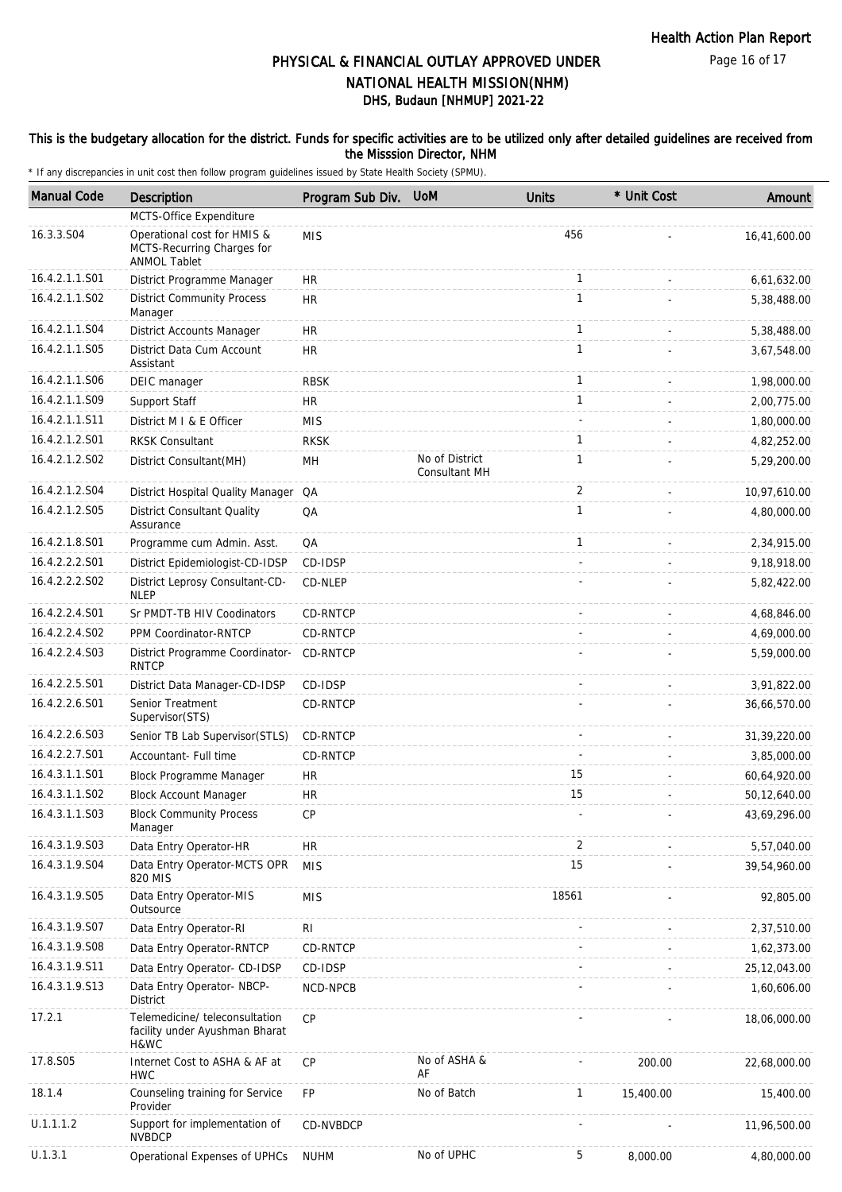# PHYSICAL & FINANCIAL OUTLAY APPROVED UNDER NATIONAL HEALTH MISSION(NHM)

## DHS, Budaun [NHMUP] 2021-22

**This is the budgetary allocation for the district. Funds for specific activities are to be utilized only after detailed guidelines are received from the Misssion Director, NHM**

\* If any discrepancies in unit cost then follow program guidelines issued by State Health Society (SPMU).

| Manual Code | Description | Program Sub Div. | UoM | Units | * Unit Cost | Amount |
|---|---|---|---|---|---|---|
| | MCTS-Office Expenditure | | | | | |
| 16.3.3.S04 | Operational cost for HMIS & MCTS-Recurring Charges for ANMOL Tablet | MIS | | 456 | - | 16,41,600.00 |
| 16.4.2.1.1.S01 | District Programme Manager | HR | | 1 | - | 6,61,632.00 |
| 16.4.2.1.1.S02 | District Community Process Manager | HR | | 1 | - | 5,38,488.00 |
| 16.4.2.1.1.S04 | District Accounts Manager | HR | | 1 | - | 5,38,488.00 |
| 16.4.2.1.1.S05 | District Data Cum Account Assistant | HR | | 1 | - | 3,67,548.00 |
| 16.4.2.1.1.S06 | DEIC manager | RBSK | | 1 | - | 1,98,000.00 |
| 16.4.2.1.1.S09 | Support Staff | HR | | 1 | - | 2,00,775.00 |
| 16.4.2.1.1.S11 | District M I & E Officer | MIS | | - | - | 1,80,000.00 |
| 16.4.2.1.2.S01 | RKSK Consultant | RKSK | | 1 | - | 4,82,252.00 |
| 16.4.2.1.2.S02 | District Consultant(MH) | MH | No of District Consultant MH | 1 | - | 5,29,200.00 |
| 16.4.2.1.2.S04 | District Hospital Quality Manager | QA | | 2 | - | 10,97,610.00 |
| 16.4.2.1.2.S05 | District Consultant Quality Assurance | QA | | 1 | - | 4,80,000.00 |
| 16.4.2.1.8.S01 | Programme cum Admin. Asst. | QA | | 1 | - | 2,34,915.00 |
| 16.4.2.2.2.S01 | District Epidemiologist-CD-IDSP | CD-IDSP | | - | - | 9,18,918.00 |
| 16.4.2.2.2.S02 | District Leprosy Consultant-CD-NLEP | CD-NLEP | | - | - | 5,82,422.00 |
| 16.4.2.2.4.S01 | Sr PMDT-TB HIV Coodinators | CD-RNTCP | | - | - | 4,68,846.00 |
| 16.4.2.2.4.S02 | PPM Coordinator-RNTCP | CD-RNTCP | | - | - | 4,69,000.00 |
| 16.4.2.2.4.S03 | District Programme Coordinator-RNTCP | CD-RNTCP | | - | - | 5,59,000.00 |
| 16.4.2.2.5.S01 | District Data Manager-CD-IDSP | CD-IDSP | | - | - | 3,91,822.00 |
| 16.4.2.2.6.S01 | Senior Treatment Supervisor(STS) | CD-RNTCP | | - | - | 36,66,570.00 |
| 16.4.2.2.6.S03 | Senior TB Lab Supervisor(STLS) | CD-RNTCP | | - | - | 31,39,220.00 |
| 16.4.2.2.7.S01 | Accountant- Full time | CD-RNTCP | | - | - | 3,85,000.00 |
| 16.4.3.1.1.S01 | Block Programme Manager | HR | | 15 | - | 60,64,920.00 |
| 16.4.3.1.1.S02 | Block Account Manager | HR | | 15 | - | 50,12,640.00 |
| 16.4.3.1.1.S03 | Block Community Process Manager | CP | | - | - | 43,69,296.00 |
| 16.4.3.1.9.S03 | Data Entry Operator-HR | HR | | 2 | - | 5,57,040.00 |
| 16.4.3.1.9.S04 | Data Entry Operator-MCTS OPR 820 MIS | MIS | | 15 | - | 39,54,960.00 |
| 16.4.3.1.9.S05 | Data Entry Operator-MIS Outsource | MIS | | 18561 | - | 92,805.00 |
| 16.4.3.1.9.S07 | Data Entry Operator-RI | RI | | - | - | 2,37,510.00 |
| 16.4.3.1.9.S08 | Data Entry Operator-RNTCP | CD-RNTCP | | - | - | 1,62,373.00 |
| 16.4.3.1.9.S11 | Data Entry Operator- CD-IDSP | CD-IDSP | | - | - | 25,12,043.00 |
| 16.4.3.1.9.S13 | Data Entry Operator- NBCP-District | NCD-NPCB | | - | - | 1,60,606.00 |
| 17.2.1 | Telemedicine/ teleconsultation facility under Ayushman Bharat H&WC | CP | | - | - | 18,06,000.00 |
| 17.8.S05 | Internet Cost to ASHA & AF at HWC | CP | No of ASHA & AF | - | 200.00 | 22,68,000.00 |
| 18.1.4 | Counseling training for Service Provider | FP | No of Batch | 1 | 15,400.00 | 15,400.00 |
| U.1.1.1.2 | Support for implementation of NVBDCP | CD-NVBDCP | | - | - | 11,96,500.00 |
| U.1.3.1 | Operational Expenses of UPHCs | NUHM | No of UPHC | 5 | 8,000.00 | 4,80,000.00 |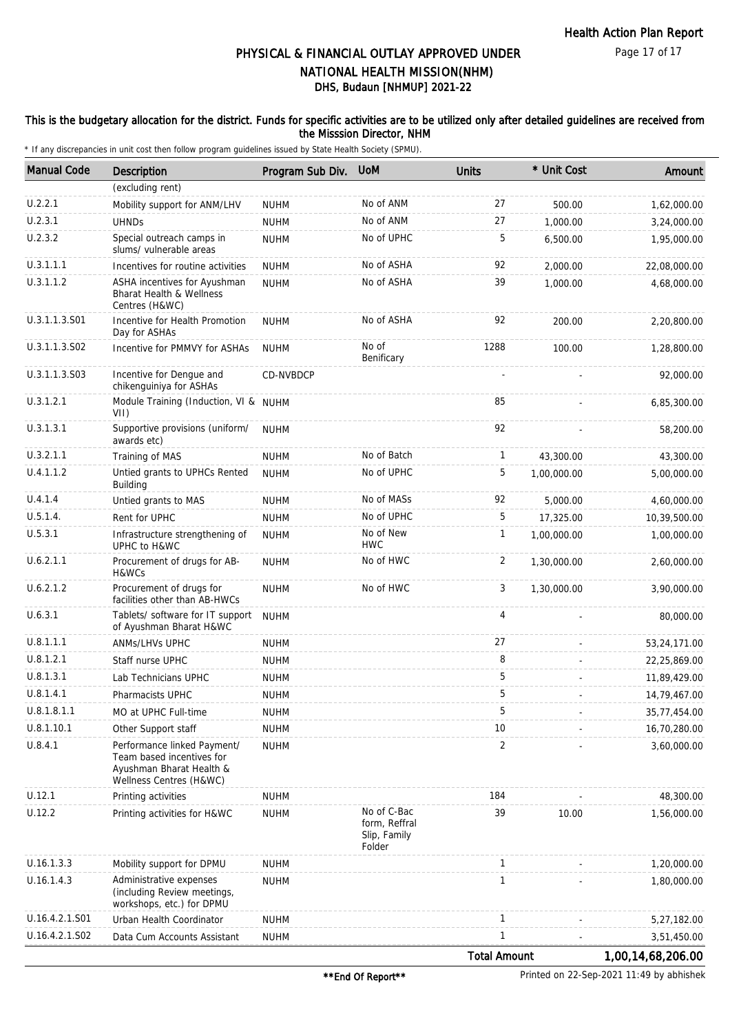# PHYSICAL & FINANCIAL OUTLAY APPROVED UNDER NATIONAL HEALTH MISSION(NHM)

## DHS, Budaun [NHMUP] 2021-22

**This is the budgetary allocation for the district. Funds for specific activities are to be utilized only after detailed guidelines are received from the Misssion Director, NHM**

\* If any discrepancies in unit cost then follow program guidelines issued by State Health Society (SPMU).

| Manual Code | Description | Program Sub Div. | UoM | Units | * Unit Cost | Amount |
|---|---|---|---|---|---|---|
| | (excluding rent) | | | | | |
| U.2.2.1 | Mobility support for ANM/LHV | NUHM | No of ANM | 27 | 500.00 | 1,62,000.00 |
| U.2.3.1 | UHNDs | NUHM | No of ANM | 27 | 1,000.00 | 3,24,000.00 |
| U.2.3.2 | Special outreach camps in slums/ vulnerable areas | NUHM | No of UPHC | 5 | 6,500.00 | 1,95,000.00 |
| U.3.1.1.1 | Incentives for routine activities | NUHM | No of ASHA | 92 | 2,000.00 | 22,08,000.00 |
| U.3.1.1.2 | ASHA incentives for Ayushman Bharat Health & Wellness Centres (H&WC) | NUHM | No of ASHA | 39 | 1,000.00 | 4,68,000.00 |
| U.3.1.1.3.S01 | Incentive for Health Promotion Day for ASHAs | NUHM | No of ASHA | 92 | 200.00 | 2,20,800.00 |
| U.3.1.1.3.S02 | Incentive for PMMVY for ASHAs | NUHM | No of Benificary | 1288 | 100.00 | 1,28,800.00 |
| U.3.1.1.3.S03 | Incentive for Dengue and chikenguiniya for ASHAs | CD-NVBDCP | | - | - | 92,000.00 |
| U.3.1.2.1 | Module Training (Induction, VI & VII) | NUHM | | 85 | - | 6,85,300.00 |
| U.3.1.3.1 | Supportive provisions (uniform/ awards etc) | NUHM | | 92 | - | 58,200.00 |
| U.3.2.1.1 | Training of MAS | NUHM | No of Batch | 1 | 43,300.00 | 43,300.00 |
| U.4.1.1.2 | Untied grants to UPHCs Rented Building | NUHM | No of UPHC | 5 | 1,00,000.00 | 5,00,000.00 |
| U.4.1.4 | Untied grants to MAS | NUHM | No of MASs | 92 | 5,000.00 | 4,60,000.00 |
| U.5.1.4. | Rent for UPHC | NUHM | No of UPHC | 5 | 17,325.00 | 10,39,500.00 |
| U.5.3.1 | Infrastructure strengthening of UPHC to H&WC | NUHM | No of New HWC | 1 | 1,00,000.00 | 1,00,000.00 |
| U.6.2.1.1 | Procurement of drugs for AB-H&WCs | NUHM | No of HWC | 2 | 1,30,000.00 | 2,60,000.00 |
| U.6.2.1.2 | Procurement of drugs for facilities other than AB-HWCs | NUHM | No of HWC | 3 | 1,30,000.00 | 3,90,000.00 |
| U.6.3.1 | Tablets/ software for IT support of Ayushman Bharat H&WC | NUHM | | 4 | - | 80,000.00 |
| U.8.1.1.1 | ANMs/LHVs UPHC | NUHM | | 27 | - | 53,24,171.00 |
| U.8.1.2.1 | Staff nurse UPHC | NUHM | | 8 | - | 22,25,869.00 |
| U.8.1.3.1 | Lab Technicians UPHC | NUHM | | 5 | - | 11,89,429.00 |
| U.8.1.4.1 | Pharmacists UPHC | NUHM | | 5 | - | 14,79,467.00 |
| U.8.1.8.1.1 | MO at UPHC Full-time | NUHM | | 5 | - | 35,77,454.00 |
| U.8.1.10.1 | Other Support staff | NUHM | | 10 | - | 16,70,280.00 |
| U.8.4.1 | Performance linked Payment/ Team based incentives for Ayushman Bharat Health & Wellness Centres (H&WC) | NUHM | | 2 | - | 3,60,000.00 |
| U.12.1 | Printing activities | NUHM | | 184 | - | 48,300.00 |
| U.12.2 | Printing activities for H&WC | NUHM | No of C-Bac form, Reffral Slip, Family Folder | 39 | 10.00 | 1,56,000.00 |
| U.16.1.3.3 | Mobility support for DPMU | NUHM | | 1 | - | 1,20,000.00 |
| U.16.1.4.3 | Administrative expenses (including Review meetings, workshops, etc.) for DPMU | NUHM | | 1 | - | 1,80,000.00 |
| U.16.4.2.1.S01 | Urban Health Coordinator | NUHM | | 1 | - | 5,27,182.00 |
| U.16.4.2.1.S02 | Data Cum Accounts Assistant | NUHM | | 1 | - | 3,51,450.00 |
| | | | | **Total Amount** | | **1,00,14,68,206.00** |

\*\*End Of Report\*\*

Printed on 22-Sep-2021 11:49 by abhishek